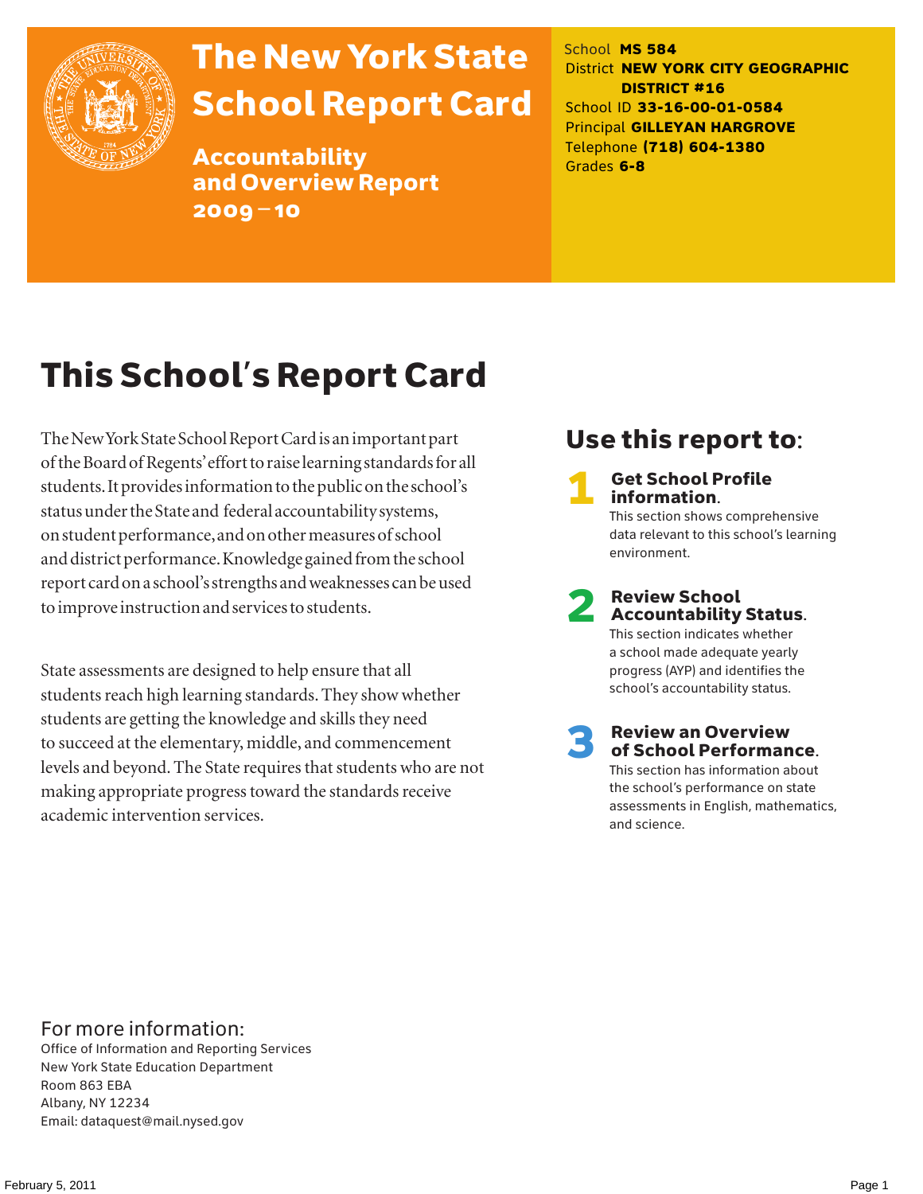# The New York State School Report Card

## Accountability and Overview Report 2009–10

School **MS 584**
District **NEW YORK CITY GEOGRAPHIC DISTRICT #16**
School ID **33-16-00-01-0584**
Principal **GILLEYAN HARGROVE**
Telephone **(718) 604-1380**
Grades **6-8**

# This School's Report Card

The New York State School Report Card is an important part of the Board of Regents' effort to raise learning standards for all students. It provides information to the public on the school's status under the State and federal accountability systems, on student performance, and on other measures of school and district performance. Knowledge gained from the school report card on a school's strengths and weaknesses can be used to improve instruction and services to students.

State assessments are designed to help ensure that all students reach high learning standards. They show whether students are getting the knowledge and skills they need to succeed at the elementary, middle, and commencement levels and beyond. The State requires that students who are not making appropriate progress toward the standards receive academic intervention services.

## Use this report to:

1. **Get School Profile information.** This section shows comprehensive data relevant to this school's learning environment.

2. **Review School Accountability Status.** This section indicates whether a school made adequate yearly progress (AYP) and identifies the school's accountability status.

3. **Review an Overview of School Performance.** This section has information about the school's performance on state assessments in English, mathematics, and science.

## For more information:

Office of Information and Reporting Services
New York State Education Department
Room 863 EBA
Albany, NY 12234
Email: dataquest@mail.nysed.gov

February 5, 2011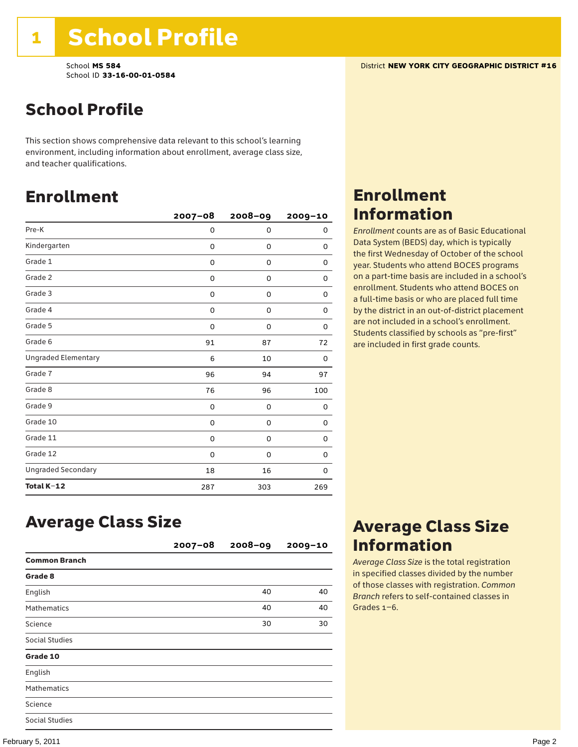# 1 School Profile

School **MS 584**
School ID **33-16-00-01-0584**

District **NEW YORK CITY GEOGRAPHIC DISTRICT #16**

## School Profile

This section shows comprehensive data relevant to this school's learning environment, including information about enrollment, average class size, and teacher qualifications.

## Enrollment

| | 2007–08 | 2008–09 | 2009–10 |
|---|---|---|---|
| Pre-K | 0 | 0 | 0 |
| Kindergarten | 0 | 0 | 0 |
| Grade 1 | 0 | 0 | 0 |
| Grade 2 | 0 | 0 | 0 |
| Grade 3 | 0 | 0 | 0 |
| Grade 4 | 0 | 0 | 0 |
| Grade 5 | 0 | 0 | 0 |
| Grade 6 | 91 | 87 | 72 |
| Ungraded Elementary | 6 | 10 | 0 |
| Grade 7 | 96 | 94 | 97 |
| Grade 8 | 76 | 96 | 100 |
| Grade 9 | 0 | 0 | 0 |
| Grade 10 | 0 | 0 | 0 |
| Grade 11 | 0 | 0 | 0 |
| Grade 12 | 0 | 0 | 0 |
| Ungraded Secondary | 18 | 16 | 0 |
| **Total K–12** | 287 | 303 | 269 |

## Enrollment Information

*Enrollment* counts are as of Basic Educational Data System (BEDS) day, which is typically the first Wednesday of October of the school year. Students who attend BOCES programs on a part-time basis are included in a school's enrollment. Students who attend BOCES on a full-time basis or who are placed full time by the district in an out-of-district placement are not included in a school's enrollment. Students classified by schools as "pre-first" are included in first grade counts.

## Average Class Size

| | 2007–08 | 2008–09 | 2009–10 |
|---|---|---|---|
| **Common Branch** | | | |
| **Grade 8** | | | |
| English | | 40 | 40 |
| Mathematics | | 40 | 40 |
| Science | | 30 | 30 |
| Social Studies | | | |
| **Grade 10** | | | |
| English | | | |
| Mathematics | | | |
| Science | | | |
| Social Studies | | | |

## Average Class Size Information

*Average Class Size* is the total registration in specified classes divided by the number of those classes with registration. *Common Branch* refers to self-contained classes in Grades 1–6.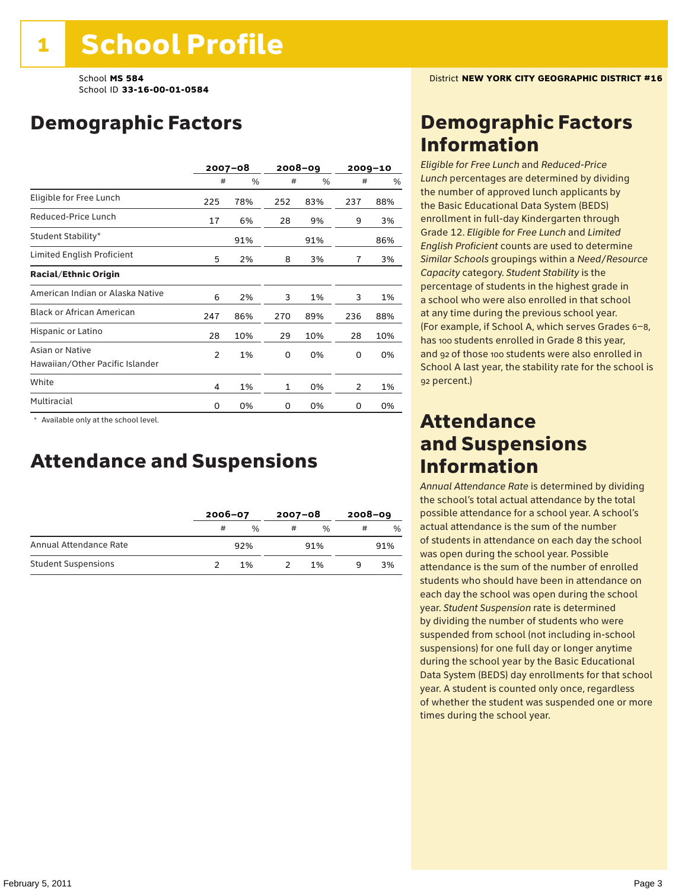# 1 School Profile

School **MS 584**
School ID **33-16-00-01-0584**

District **NEW YORK CITY GEOGRAPHIC DISTRICT #16**

## Demographic Factors

| | 2007–08 | | 2008–09 | | 2009–10 | |
|---|---|---|---|---|---|---|
| | # | % | # | % | # | % |
| Eligible for Free Lunch | 225 | 78% | 252 | 83% | 237 | 88% |
| Reduced-Price Lunch | 17 | 6% | 28 | 9% | 9 | 3% |
| Student Stability* | | 91% | | 91% | | 86% |
| Limited English Proficient | 5 | 2% | 8 | 3% | 7 | 3% |
| **Racial/Ethnic Origin** | | | | | | |
| American Indian or Alaska Native | 6 | 2% | 3 | 1% | 3 | 1% |
| Black or African American | 247 | 86% | 270 | 89% | 236 | 88% |
| Hispanic or Latino | 28 | 10% | 29 | 10% | 28 | 10% |
| Asian or Native Hawaiian/Other Pacific Islander | 2 | 1% | 0 | 0% | 0 | 0% |
| White | 4 | 1% | 1 | 0% | 2 | 1% |
| Multiracial | 0 | 0% | 0 | 0% | 0 | 0% |

\* Available only at the school level.

## Attendance and Suspensions

| | 2006–07 | | 2007–08 | | 2008–09 | |
|---|---|---|---|---|---|---|
| | # | % | # | % | # | % |
| Annual Attendance Rate | | 92% | | 91% | | 91% |
| Student Suspensions | 2 | 1% | 2 | 1% | 9 | 3% |

## Demographic Factors Information

*Eligible for Free Lunch* and *Reduced-Price Lunch* percentages are determined by dividing the number of approved lunch applicants by the Basic Educational Data System (BEDS) enrollment in full-day Kindergarten through Grade 12. *Eligible for Free Lunch* and *Limited English Proficient* counts are used to determine *Similar Schools* groupings within a *Need/Resource Capacity* category. *Student Stability* is the percentage of students in the highest grade in a school who were also enrolled in that school at any time during the previous school year. (For example, if School A, which serves Grades 6–8, has 100 students enrolled in Grade 8 this year, and 92 of those 100 students were also enrolled in School A last year, the stability rate for the school is 92 percent.)

## Attendance and Suspensions Information

*Annual Attendance Rate* is determined by dividing the school's total actual attendance by the total possible attendance for a school year. A school's actual attendance is the sum of the number of students in attendance on each day the school was open during the school year. Possible attendance is the sum of the number of enrolled students who should have been in attendance on each day the school was open during the school year. *Student Suspension* rate is determined by dividing the number of students who were suspended from school (not including in-school suspensions) for one full day or longer anytime during the school year by the Basic Educational Data System (BEDS) day enrollments for that school year. A student is counted only once, regardless of whether the student was suspended one or more times during the school year.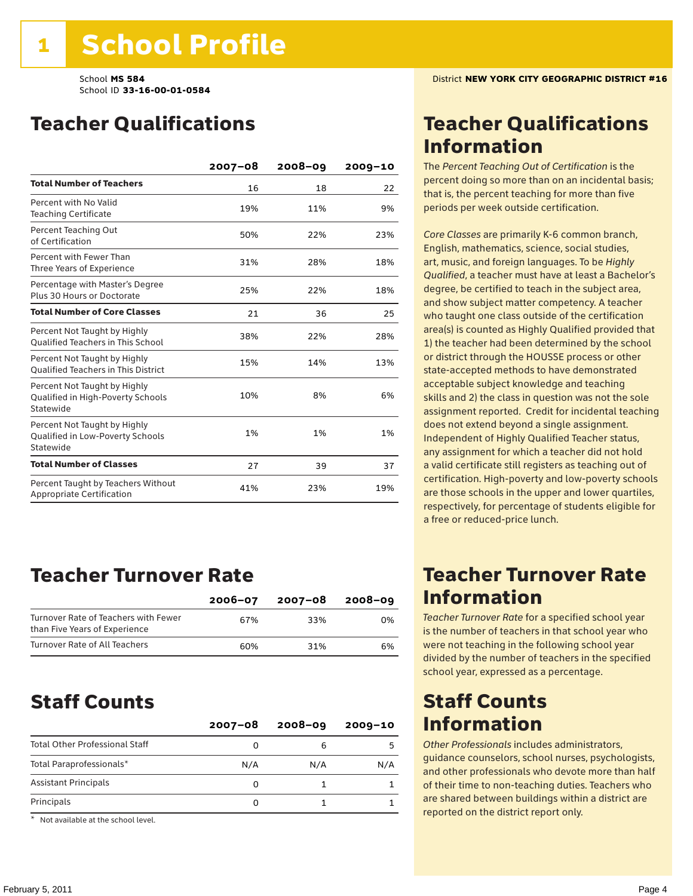# 1 School Profile

School **MS 584**
School ID **33-16-00-01-0584**

District **NEW YORK CITY GEOGRAPHIC DISTRICT #16**

## Teacher Qualifications

| | 2007–08 | 2008–09 | 2009–10 |
|---|---|---|---|
| **Total Number of Teachers** | 16 | 18 | 22 |
| Percent with No Valid Teaching Certificate | 19% | 11% | 9% |
| Percent Teaching Out of Certification | 50% | 22% | 23% |
| Percent with Fewer Than Three Years of Experience | 31% | 28% | 18% |
| Percentage with Master's Degree Plus 30 Hours or Doctorate | 25% | 22% | 18% |
| **Total Number of Core Classes** | 21 | 36 | 25 |
| Percent Not Taught by Highly Qualified Teachers in This School | 38% | 22% | 28% |
| Percent Not Taught by Highly Qualified Teachers in This District | 15% | 14% | 13% |
| Percent Not Taught by Highly Qualified in High-Poverty Schools Statewide | 10% | 8% | 6% |
| Percent Not Taught by Highly Qualified in Low-Poverty Schools Statewide | 1% | 1% | 1% |
| **Total Number of Classes** | 27 | 39 | 37 |
| Percent Taught by Teachers Without Appropriate Certification | 41% | 23% | 19% |

## Teacher Qualifications Information

The *Percent Teaching Out of Certification* is the percent doing so more than on an incidental basis; that is, the percent teaching for more than five periods per week outside certification.

*Core Classes* are primarily K-6 common branch, English, mathematics, science, social studies, art, music, and foreign languages. To be *Highly Qualified*, a teacher must have at least a Bachelor's degree, be certified to teach in the subject area, and show subject matter competency. A teacher who taught one class outside of the certification area(s) is counted as Highly Qualified provided that 1) the teacher had been determined by the school or district through the HOUSSE process or other state-accepted methods to have demonstrated acceptable subject knowledge and teaching skills and 2) the class in question was not the sole assignment reported. Credit for incidental teaching does not extend beyond a single assignment. Independent of Highly Qualified Teacher status, any assignment for which a teacher did not hold a valid certificate still registers as teaching out of certification. High-poverty and low-poverty schools are those schools in the upper and lower quartiles, respectively, for percentage of students eligible for a free or reduced-price lunch.

## Teacher Turnover Rate

| | 2006–07 | 2007–08 | 2008–09 |
|---|---|---|---|
| Turnover Rate of Teachers with Fewer than Five Years of Experience | 67% | 33% | 0% |
| Turnover Rate of All Teachers | 60% | 31% | 6% |

## Teacher Turnover Rate Information

*Teacher Turnover Rate* for a specified school year is the number of teachers in that school year who were not teaching in the following school year divided by the number of teachers in the specified school year, expressed as a percentage.

## Staff Counts

| | 2007–08 | 2008–09 | 2009–10 |
|---|---|---|---|
| Total Other Professional Staff | 0 | 6 | 5 |
| Total Paraprofessionals* | N/A | N/A | N/A |
| Assistant Principals | 0 | 1 | 1 |
| Principals | 0 | 1 | 1 |

\* Not available at the school level.

## Staff Counts Information

*Other Professionals* includes administrators, guidance counselors, school nurses, psychologists, and other professionals who devote more than half of their time to non-teaching duties. Teachers who are shared between buildings within a district are reported on the district report only.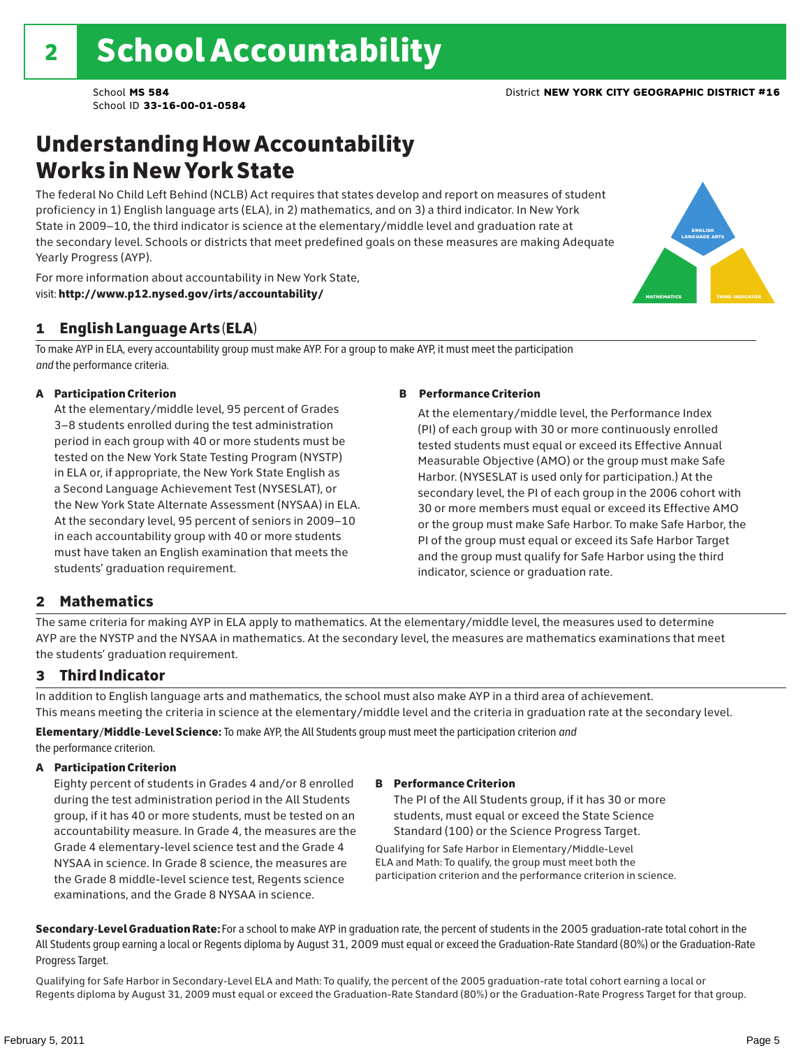# 2 School Accountability

School **MS 584**
School ID **33-16-00-01-0584**

District **NEW YORK CITY GEOGRAPHIC DISTRICT #16**

## Understanding How Accountability Works in New York State

The federal No Child Left Behind (NCLB) Act requires that states develop and report on measures of student proficiency in 1) English language arts (ELA), in 2) mathematics, and on 3) a third indicator. In New York State in 2009–10, the third indicator is science at the elementary/middle level and graduation rate at the secondary level. Schools or districts that meet predefined goals on these measures are making Adequate Yearly Progress (AYP).

For more information about accountability in New York State, visit: **http://www.p12.nysed.gov/irts/accountability/**

ENGLISH LANGUAGE ARTS
MATHEMATICS
THIRD INDICATOR

### 1 English Language Arts (ELA)

To make AYP in ELA, every accountability group must make AYP. For a group to make AYP, it must meet the participation *and* the performance criteria.

**A Participation Criterion**

At the elementary/middle level, 95 percent of Grades 3–8 students enrolled during the test administration period in each group with 40 or more students must be tested on the New York State Testing Program (NYSTP) in ELA or, if appropriate, the New York State English as a Second Language Achievement Test (NYSESLAT), or the New York State Alternate Assessment (NYSAA) in ELA. At the secondary level, 95 percent of seniors in 2009–10 in each accountability group with 40 or more students must have taken an English examination that meets the students' graduation requirement.

**B Performance Criterion**

At the elementary/middle level, the Performance Index (PI) of each group with 30 or more continuously enrolled tested students must equal or exceed its Effective Annual Measurable Objective (AMO) or the group must make Safe Harbor. (NYSESLAT is used only for participation.) At the secondary level, the PI of each group in the 2006 cohort with 30 or more members must equal or exceed its Effective AMO or the group must make Safe Harbor. To make Safe Harbor, the PI of the group must equal or exceed its Safe Harbor Target and the group must qualify for Safe Harbor using the third indicator, science or graduation rate.

### 2 Mathematics

The same criteria for making AYP in ELA apply to mathematics. At the elementary/middle level, the measures used to determine AYP are the NYSTP and the NYSAA in mathematics. At the secondary level, the measures are mathematics examinations that meet the students' graduation requirement.

### 3 Third Indicator

In addition to English language arts and mathematics, the school must also make AYP in a third area of achievement. This means meeting the criteria in science at the elementary/middle level and the criteria in graduation rate at the secondary level.

**Elementary/Middle-Level Science:** To make AYP, the All Students group must meet the participation criterion *and* the performance criterion.

**A Participation Criterion**

Eighty percent of students in Grades 4 and/or 8 enrolled during the test administration period in the All Students group, if it has 40 or more students, must be tested on an accountability measure. In Grade 4, the measures are the Grade 4 elementary-level science test and the Grade 4 NYSAA in science. In Grade 8 science, the measures are the Grade 8 middle-level science test, Regents science examinations, and the Grade 8 NYSAA in science.

**B Performance Criterion**

The PI of the All Students group, if it has 30 or more students, must equal or exceed the State Science Standard (100) or the Science Progress Target.

Qualifying for Safe Harbor in Elementary/Middle-Level ELA and Math: To qualify, the group must meet both the participation criterion and the performance criterion in science.

**Secondary-Level Graduation Rate:** For a school to make AYP in graduation rate, the percent of students in the 2005 graduation-rate total cohort in the All Students group earning a local or Regents diploma by August 31, 2009 must equal or exceed the Graduation-Rate Standard (80%) or the Graduation-Rate Progress Target.

Qualifying for Safe Harbor in Secondary-Level ELA and Math: To qualify, the percent of the 2005 graduation-rate total cohort earning a local or Regents diploma by August 31, 2009 must equal or exceed the Graduation-Rate Standard (80%) or the Graduation-Rate Progress Target for that group.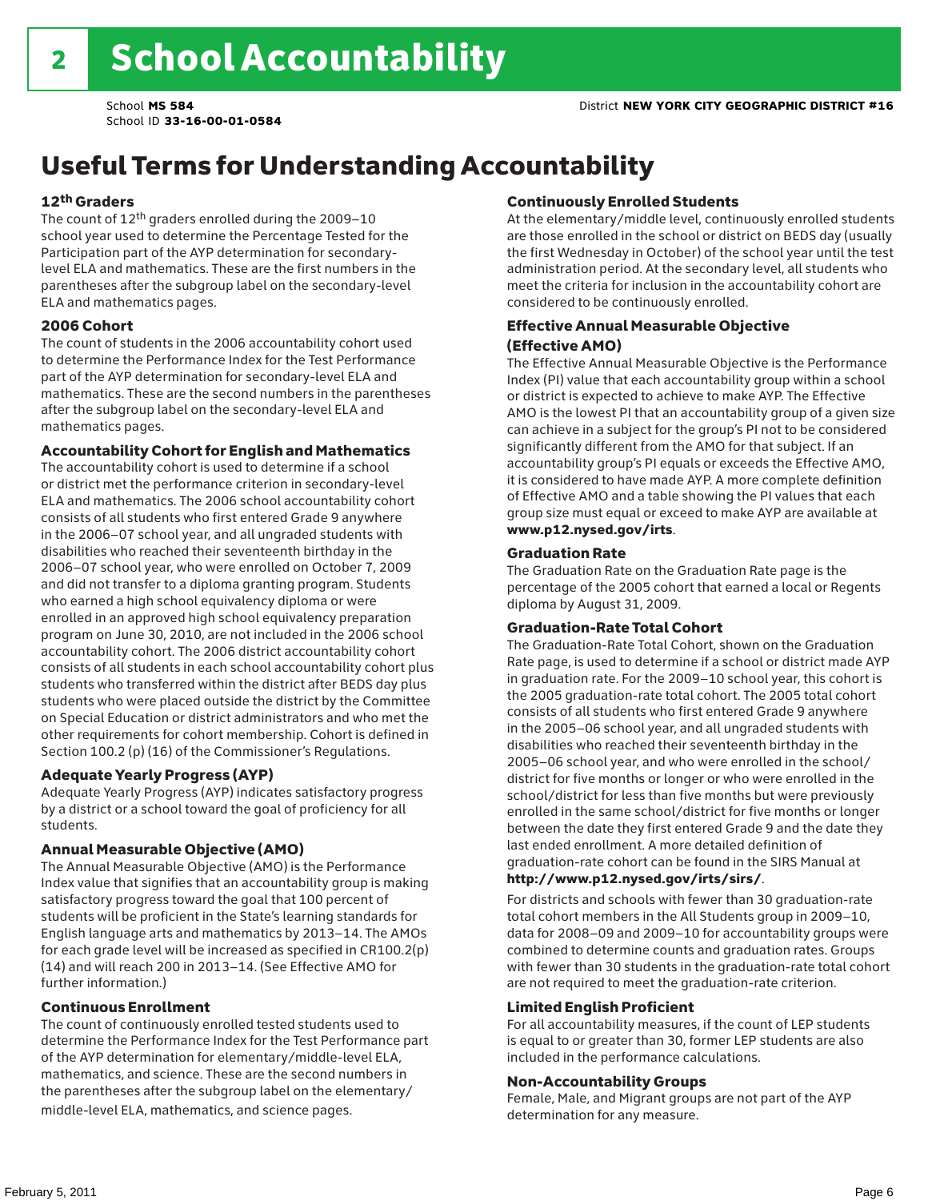# 2 School Accountability

School **MS 584**
School ID **33-16-00-01-0584**

District **NEW YORK CITY GEOGRAPHIC DISTRICT #16**

## Useful Terms for Understanding Accountability

### 12th Graders

The count of 12th graders enrolled during the 2009–10 school year used to determine the Percentage Tested for the Participation part of the AYP determination for secondary-level ELA and mathematics. These are the first numbers in the parentheses after the subgroup label on the secondary-level ELA and mathematics pages.

### 2006 Cohort

The count of students in the 2006 accountability cohort used to determine the Performance Index for the Test Performance part of the AYP determination for secondary-level ELA and mathematics. These are the second numbers in the parentheses after the subgroup label on the secondary-level ELA and mathematics pages.

### Accountability Cohort for English and Mathematics

The accountability cohort is used to determine if a school or district met the performance criterion in secondary-level ELA and mathematics. The 2006 school accountability cohort consists of all students who first entered Grade 9 anywhere in the 2006–07 school year, and all ungraded students with disabilities who reached their seventeenth birthday in the 2006–07 school year, who were enrolled on October 7, 2009 and did not transfer to a diploma granting program. Students who earned a high school equivalency diploma or were enrolled in an approved high school equivalency preparation program on June 30, 2010, are not included in the 2006 school accountability cohort. The 2006 district accountability cohort consists of all students in each school accountability cohort plus students who transferred within the district after BEDS day plus students who were placed outside the district by the Committee on Special Education or district administrators and who met the other requirements for cohort membership. Cohort is defined in Section 100.2 (p) (16) of the Commissioner's Regulations.

### Adequate Yearly Progress (AYP)

Adequate Yearly Progress (AYP) indicates satisfactory progress by a district or a school toward the goal of proficiency for all students.

### Annual Measurable Objective (AMO)

The Annual Measurable Objective (AMO) is the Performance Index value that signifies that an accountability group is making satisfactory progress toward the goal that 100 percent of students will be proficient in the State's learning standards for English language arts and mathematics by 2013–14. The AMOs for each grade level will be increased as specified in CR100.2(p)(14) and will reach 200 in 2013–14. (See Effective AMO for further information.)

### Continuous Enrollment

The count of continuously enrolled tested students used to determine the Performance Index for the Test Performance part of the AYP determination for elementary/middle-level ELA, mathematics, and science. These are the second numbers in the parentheses after the subgroup label on the elementary/middle-level ELA, mathematics, and science pages.

### Continuously Enrolled Students

At the elementary/middle level, continuously enrolled students are those enrolled in the school or district on BEDS day (usually the first Wednesday in October) of the school year until the test administration period. At the secondary level, all students who meet the criteria for inclusion in the accountability cohort are considered to be continuously enrolled.

### Effective Annual Measurable Objective (Effective AMO)

The Effective Annual Measurable Objective is the Performance Index (PI) value that each accountability group within a school or district is expected to achieve to make AYP. The Effective AMO is the lowest PI that an accountability group of a given size can achieve in a subject for the group's PI not to be considered significantly different from the AMO for that subject. If an accountability group's PI equals or exceeds the Effective AMO, it is considered to have made AYP. A more complete definition of Effective AMO and a table showing the PI values that each group size must equal or exceed to make AYP are available at **www.p12.nysed.gov/irts**.

### Graduation Rate

The Graduation Rate on the Graduation Rate page is the percentage of the 2005 cohort that earned a local or Regents diploma by August 31, 2009.

### Graduation-Rate Total Cohort

The Graduation-Rate Total Cohort, shown on the Graduation Rate page, is used to determine if a school or district made AYP in graduation rate. For the 2009–10 school year, this cohort is the 2005 graduation-rate total cohort. The 2005 total cohort consists of all students who first entered Grade 9 anywhere in the 2005–06 school year, and all ungraded students with disabilities who reached their seventeenth birthday in the 2005–06 school year, and who were enrolled in the school/district for five months or longer or who were enrolled in the school/district for less than five months but were previously enrolled in the same school/district for five months or longer between the date they first entered Grade 9 and the date they last ended enrollment. A more detailed definition of graduation-rate cohort can be found in the SIRS Manual at **http://www.p12.nysed.gov/irts/sirs/**.

For districts and schools with fewer than 30 graduation-rate total cohort members in the All Students group in 2009–10, data for 2008–09 and 2009–10 for accountability groups were combined to determine counts and graduation rates. Groups with fewer than 30 students in the graduation-rate total cohort are not required to meet the graduation-rate criterion.

### Limited English Proficient

For all accountability measures, if the count of LEP students is equal to or greater than 30, former LEP students are also included in the performance calculations.

### Non-Accountability Groups

Female, Male, and Migrant groups are not part of the AYP determination for any measure.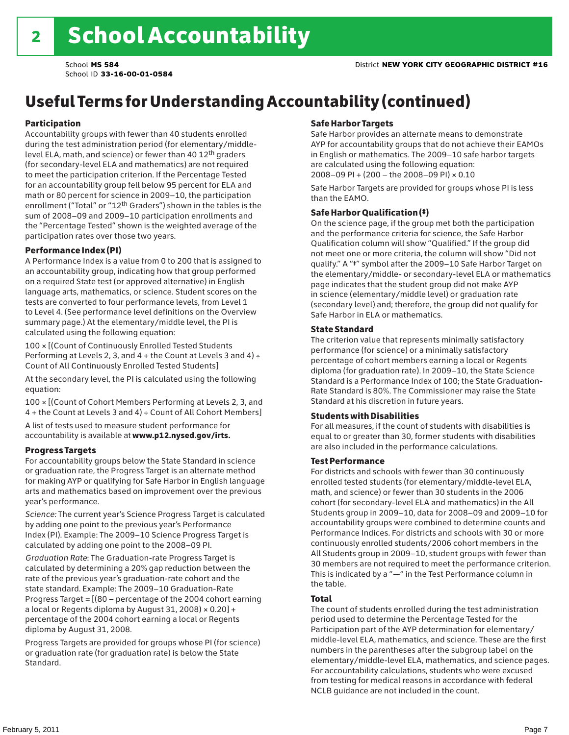# 2 School Accountability

School **MS 584**
School ID **33-16-00-01-0584**

District **NEW YORK CITY GEOGRAPHIC DISTRICT #16**

# Useful Terms for Understanding Accountability (continued)

### Participation

Accountability groups with fewer than 40 students enrolled during the test administration period (for elementary/middle-level ELA, math, and science) or fewer than 40 12th graders (for secondary-level ELA and mathematics) are not required to meet the participation criterion. If the Percentage Tested for an accountability group fell below 95 percent for ELA and math or 80 percent for science in 2009–10, the participation enrollment ("Total" or "12th Graders") shown in the tables is the sum of 2008–09 and 2009–10 participation enrollments and the "Percentage Tested" shown is the weighted average of the participation rates over those two years.

### Performance Index (PI)

A Performance Index is a value from 0 to 200 that is assigned to an accountability group, indicating how that group performed on a required State test (or approved alternative) in English language arts, mathematics, or science. Student scores on the tests are converted to four performance levels, from Level 1 to Level 4. (See performance level definitions on the Overview summary page.) At the elementary/middle level, the PI is calculated using the following equation:

100 × [(Count of Continuously Enrolled Tested Students Performing at Levels 2, 3, and 4 + the Count at Levels 3 and 4) ÷ Count of All Continuously Enrolled Tested Students]

At the secondary level, the PI is calculated using the following equation:

100 × [(Count of Cohort Members Performing at Levels 2, 3, and 4 + the Count at Levels 3 and 4) ÷ Count of All Cohort Members]

A list of tests used to measure student performance for accountability is available at **www.p12.nysed.gov/irts.**

### Progress Targets

For accountability groups below the State Standard in science or graduation rate, the Progress Target is an alternate method for making AYP or qualifying for Safe Harbor in English language arts and mathematics based on improvement over the previous year's performance.

*Science:* The current year's Science Progress Target is calculated by adding one point to the previous year's Performance Index (PI). Example: The 2009–10 Science Progress Target is calculated by adding one point to the 2008–09 PI.

*Graduation Rate*: The Graduation-rate Progress Target is calculated by determining a 20% gap reduction between the rate of the previous year's graduation-rate cohort and the state standard. Example: The 2009–10 Graduation-Rate Progress Target = [(80 – percentage of the 2004 cohort earning a local or Regents diploma by August 31, 2008) × 0.20] + percentage of the 2004 cohort earning a local or Regents diploma by August 31, 2008.

Progress Targets are provided for groups whose PI (for science) or graduation rate (for graduation rate) is below the State Standard.

### Safe Harbor Targets

Safe Harbor provides an alternate means to demonstrate AYP for accountability groups that do not achieve their EAMOs in English or mathematics. The 2009–10 safe harbor targets are calculated using the following equation:
2008–09 PI + (200 – the 2008–09 PI) × 0.10

Safe Harbor Targets are provided for groups whose PI is less than the EAMO.

### Safe Harbor Qualification (‡)

On the science page, if the group met both the participation and the performance criteria for science, the Safe Harbor Qualification column will show "Qualified." If the group did not meet one or more criteria, the column will show "Did not qualify." A "‡" symbol after the 2009–10 Safe Harbor Target on the elementary/middle- or secondary-level ELA or mathematics page indicates that the student group did not make AYP in science (elementary/middle level) or graduation rate (secondary level) and; therefore, the group did not qualify for Safe Harbor in ELA or mathematics.

### State Standard

The criterion value that represents minimally satisfactory performance (for science) or a minimally satisfactory percentage of cohort members earning a local or Regents diploma (for graduation rate). In 2009–10, the State Science Standard is a Performance Index of 100; the State Graduation-Rate Standard is 80%. The Commissioner may raise the State Standard at his discretion in future years.

### Students with Disabilities

For all measures, if the count of students with disabilities is equal to or greater than 30, former students with disabilities are also included in the performance calculations.

### Test Performance

For districts and schools with fewer than 30 continuously enrolled tested students (for elementary/middle-level ELA, math, and science) or fewer than 30 students in the 2006 cohort (for secondary-level ELA and mathematics) in the All Students group in 2009–10, data for 2008–09 and 2009–10 for accountability groups were combined to determine counts and Performance Indices. For districts and schools with 30 or more continuously enrolled students/2006 cohort members in the All Students group in 2009–10, student groups with fewer than 30 members are not required to meet the performance criterion. This is indicated by a "—" in the Test Performance column in the table.

### Total

The count of students enrolled during the test administration period used to determine the Percentage Tested for the Participation part of the AYP determination for elementary/middle-level ELA, mathematics, and science. These are the first numbers in the parentheses after the subgroup label on the elementary/middle-level ELA, mathematics, and science pages. For accountability calculations, students who were excused from testing for medical reasons in accordance with federal NCLB guidance are not included in the count.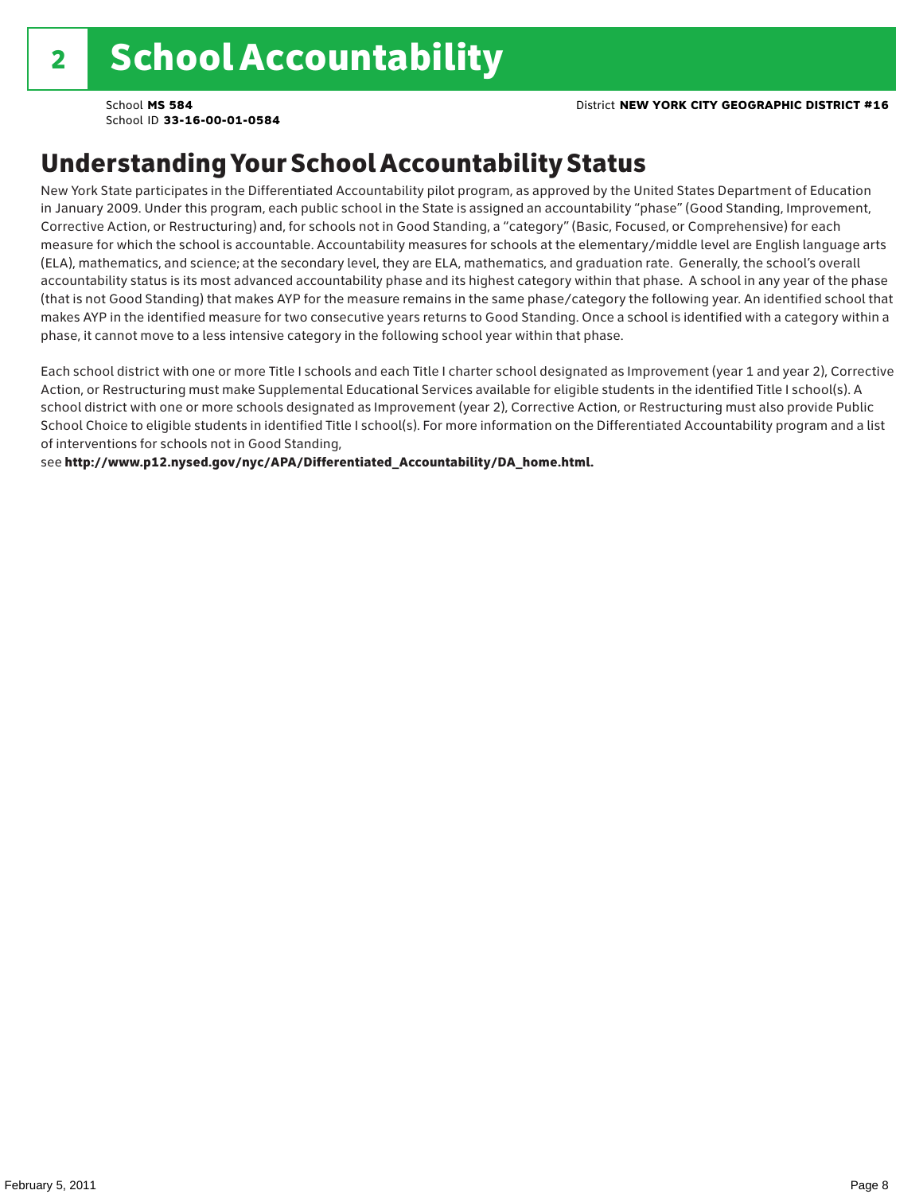# 2 School Accountability

School **MS 584**
School ID **33-16-00-01-0584**

District **NEW YORK CITY GEOGRAPHIC DISTRICT #16**

## Understanding Your School Accountability Status

New York State participates in the Differentiated Accountability pilot program, as approved by the United States Department of Education in January 2009. Under this program, each public school in the State is assigned an accountability "phase" (Good Standing, Improvement, Corrective Action, or Restructuring) and, for schools not in Good Standing, a "category" (Basic, Focused, or Comprehensive) for each measure for which the school is accountable. Accountability measures for schools at the elementary/middle level are English language arts (ELA), mathematics, and science; at the secondary level, they are ELA, mathematics, and graduation rate. Generally, the school's overall accountability status is its most advanced accountability phase and its highest category within that phase. A school in any year of the phase (that is not Good Standing) that makes AYP for the measure remains in the same phase/category the following year. An identified school that makes AYP in the identified measure for two consecutive years returns to Good Standing. Once a school is identified with a category within a phase, it cannot move to a less intensive category in the following school year within that phase.

Each school district with one or more Title I schools and each Title I charter school designated as Improvement (year 1 and year 2), Corrective Action, or Restructuring must make Supplemental Educational Services available for eligible students in the identified Title I school(s). A school district with one or more schools designated as Improvement (year 2), Corrective Action, or Restructuring must also provide Public School Choice to eligible students in identified Title I school(s). For more information on the Differentiated Accountability program and a list of interventions for schools not in Good Standing,
see **http://www.p12.nysed.gov/nyc/APA/Differentiated_Accountability/DA_home.html.**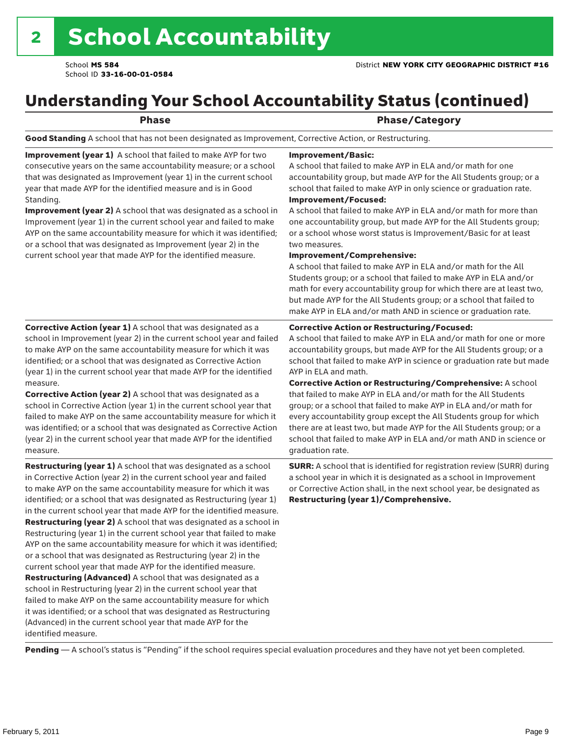# 2 School Accountability

School **MS 584**
School ID **33-16-00-01-0584**

District **NEW YORK CITY GEOGRAPHIC DISTRICT #16**

## Understanding Your School Accountability Status (continued)

| Phase | Phase/Category |
|---|---|
| **Good Standing** A school that has not been designated as Improvement, Corrective Action, or Restructuring. | |
| **Improvement (year 1)** A school that failed to make AYP for two consecutive years on the same accountability measure; or a school that was designated as Improvement (year 1) in the current school year that made AYP for the identified measure and is in Good Standing.<br>**Improvement (year 2)** A school that was designated as a school in Improvement (year 1) in the current school year and failed to make AYP on the same accountability measure for which it was identified; or a school that was designated as Improvement (year 2) in the current school year that made AYP for the identified measure. | **Improvement/Basic:**<br>A school that failed to make AYP in ELA and/or math for one accountability group, but made AYP for the All Students group; or a school that failed to make AYP in only science or graduation rate.<br>**Improvement/Focused:**<br>A school that failed to make AYP in ELA and/or math for more than one accountability group, but made AYP for the All Students group; or a school whose worst status is Improvement/Basic for at least two measures.<br>**Improvement/Comprehensive:**<br>A school that failed to make AYP in ELA and/or math for the All Students group; or a school that failed to make AYP in ELA and/or math for every accountability group for which there are at least two, but made AYP for the All Students group; or a school that failed to make AYP in ELA and/or math AND in science or graduation rate. |
| **Corrective Action (year 1)** A school that was designated as a school in Improvement (year 2) in the current school year and failed to make AYP on the same accountability measure for which it was identified; or a school that was designated as Corrective Action (year 1) in the current school year that made AYP for the identified measure.<br>**Corrective Action (year 2)** A school that was designated as a school in Corrective Action (year 1) in the current school year that failed to make AYP on the same accountability measure for which it was identified; or a school that was designated as Corrective Action (year 2) in the current school year that made AYP for the identified measure. | **Corrective Action or Restructuring/Focused:**<br>A school that failed to make AYP in ELA and/or math for one or more accountability groups, but made AYP for the All Students group; or a school that failed to make AYP in science or graduation rate but made AYP in ELA and math.<br>**Corrective Action or Restructuring/Comprehensive:** A school that failed to make AYP in ELA and/or math for the All Students group; or a school that failed to make AYP in ELA and/or math for every accountability group except the All Students group for which there are at least two, but made AYP for the All Students group; or a school that failed to make AYP in ELA and/or math AND in science or graduation rate. |
| **Restructuring (year 1)** A school that was designated as a school in Corrective Action (year 2) in the current school year and failed to make AYP on the same accountability measure for which it was identified; or a school that was designated as Restructuring (year 1) in the current school year that made AYP for the identified measure.<br>**Restructuring (year 2)** A school that was designated as a school in Restructuring (year 1) in the current school year that failed to make AYP on the same accountability measure for which it was identified; or a school that was designated as Restructuring (year 2) in the current school year that made AYP for the identified measure.<br>**Restructuring (Advanced)** A school that was designated as a school in Restructuring (year 2) in the current school year that failed to make AYP on the same accountability measure for which it was identified; or a school that was designated as Restructuring (Advanced) in the current school year that made AYP for the identified measure. | **SURR:** A school that is identified for registration review (SURR) during a school year in which it is designated as a school in Improvement or Corrective Action shall, in the next school year, be designated as **Restructuring (year 1)/Comprehensive.** |
| **Pending** — A school's status is "Pending" if the school requires special evaluation procedures and they have not yet been completed. | |

February 5, 2011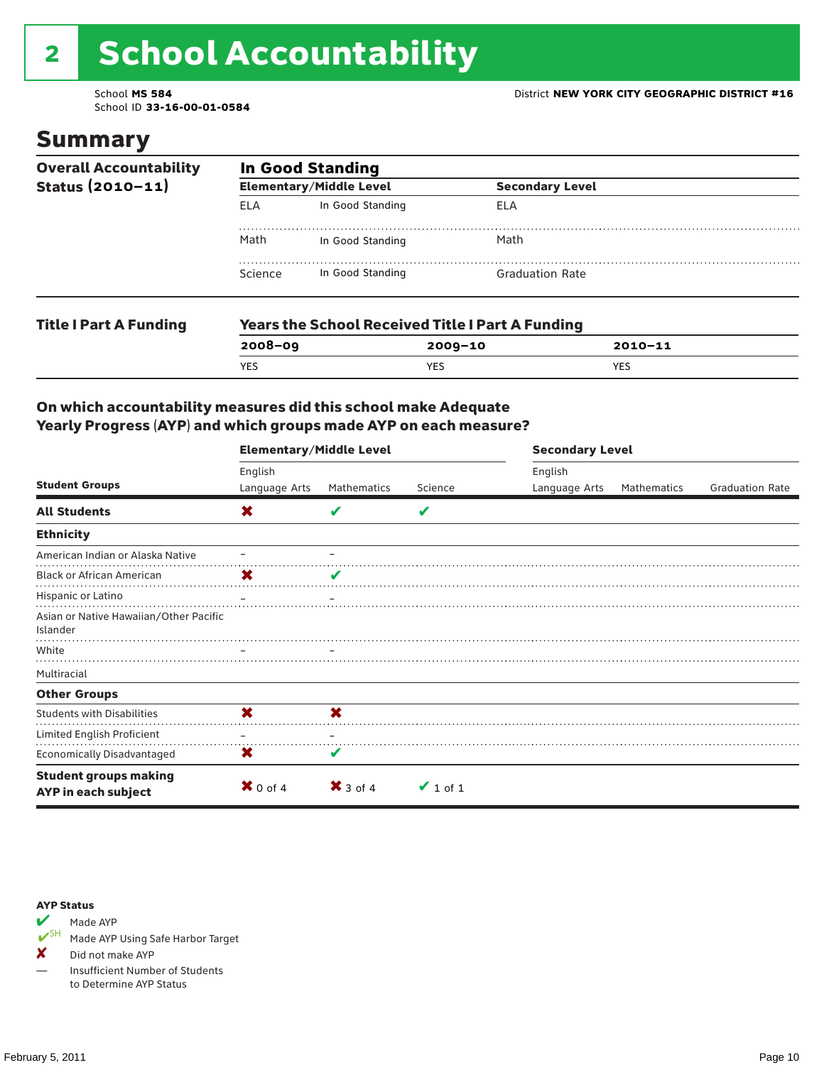# 2 School Accountability

School **MS 584**
School ID **33-16-00-01-0584**

District **NEW YORK CITY GEOGRAPHIC DISTRICT #16**

## Summary

**Overall Accountability Status (2010–11)**

**In Good Standing**

| Elementary/Middle Level | | Secondary Level | |
|---|---|---|---|
| ELA | In Good Standing | ELA | |
| Math | In Good Standing | Math | |
| Science | In Good Standing | Graduation Rate | |

**Title I Part A Funding**

**Years the School Received Title I Part A Funding**

| 2008–09 | 2009–10 | 2010–11 |
|---|---|---|
| YES | YES | YES |

### On which accountability measures did this school make Adequate Yearly Progress (AYP) and which groups made AYP on each measure?

| Student Groups | Elementary/Middle Level English Language Arts | Elementary/Middle Level Mathematics | Elementary/Middle Level Science | Secondary Level English Language Arts | Secondary Level Mathematics | Secondary Level Graduation Rate |
|---|---|---|---|---|---|---|
| **All Students** | ✘ | ✔ | ✔ | | | |
| **Ethnicity** | | | | | | |
| American Indian or Alaska Native | – | – | | | | |
| Black or African American | ✘ | ✔ | | | | |
| Hispanic or Latino | – | – | | | | |
| Asian or Native Hawaiian/Other Pacific Islander | | | | | | |
| White | – | – | | | | |
| Multiracial | | | | | | |
| **Other Groups** | | | | | | |
| Students with Disabilities | ✘ | ✘ | | | | |
| Limited English Proficient | – | – | | | | |
| Economically Disadvantaged | ✘ | ✔ | | | | |
| **Student groups making AYP in each subject** | ✘ 0 of 4 | ✘ 3 of 4 | ✔ 1 of 1 | | | |

**AYP Status**

- ✔ Made AYP
- ✔SH Made AYP Using Safe Harbor Target
- ✘ Did not make AYP
- — Insufficient Number of Students to Determine AYP Status

February 5, 2011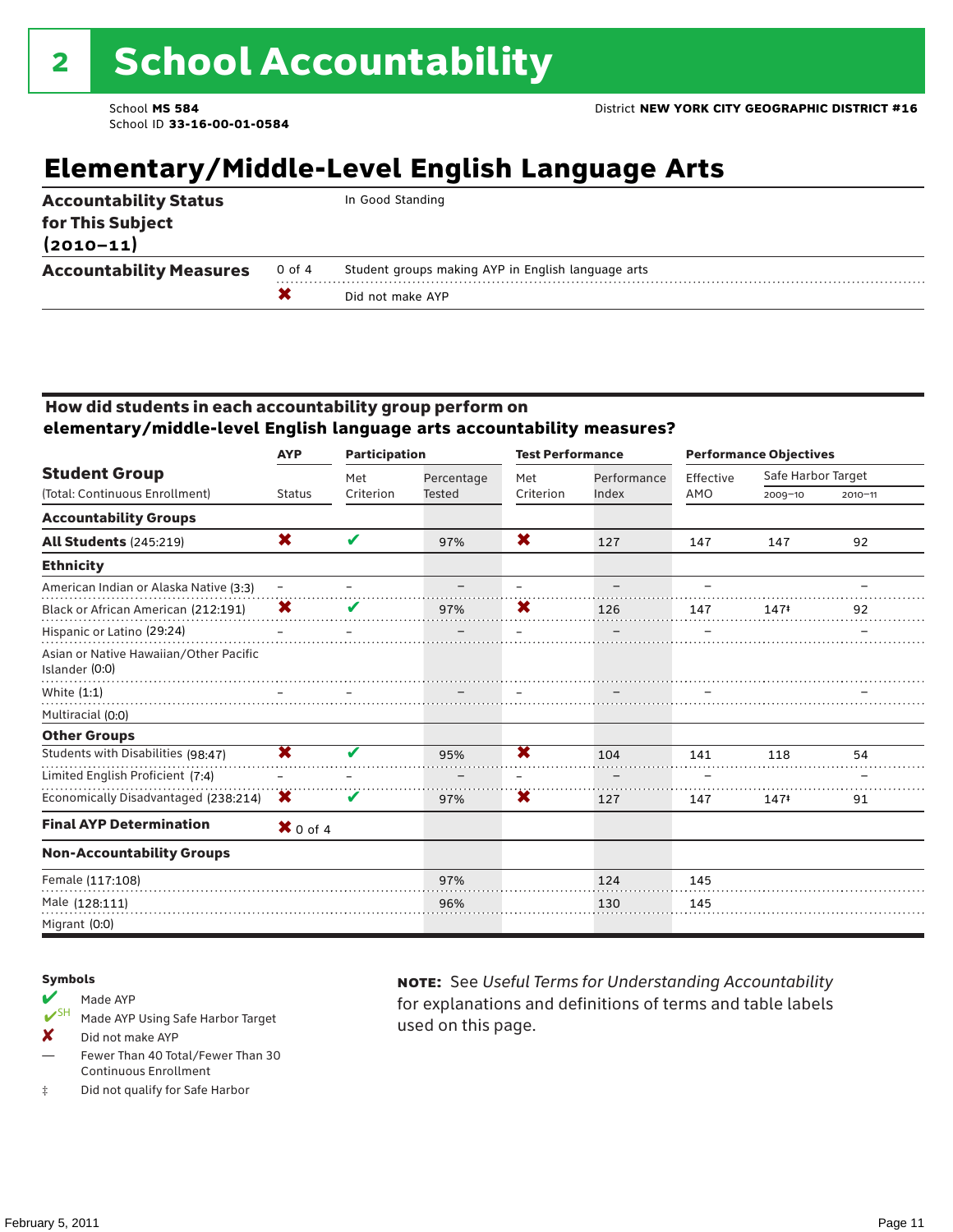# 2 School Accountability

School **MS 584**
School ID **33-16-00-01-0584**

District **NEW YORK CITY GEOGRAPHIC DISTRICT #16**

## Elementary/Middle-Level English Language Arts

| | | |
|---|---|---|
| **Accountability Status for This Subject (2010–11)** | | In Good Standing |
| **Accountability Measures** | 0 of 4 | Student groups making AYP in English language arts |
| | ✘ | Did not make AYP |

### How did students in each accountability group perform on elementary/middle-level English language arts accountability measures?

| Student Group (Total: Continuous Enrollment) | AYP Status | Participation: Met Criterion | Participation: Percentage Tested | Test Performance: Met Criterion | Test Performance: Performance Index | Performance Objectives: Effective AMO | Safe Harbor Target 2009–10 | Safe Harbor Target 2010–11 |
|---|---|---|---|---|---|---|---|---|
| **Accountability Groups** | | | | | | | | |
| **All Students** (245:219) | ✘ | ✔ | 97% | ✘ | 127 | 147 | 147 | 92 |
| **Ethnicity** | | | | | | | | |
| American Indian or Alaska Native (3:3) | – | – | – | – | – | – | | – |
| Black or African American (212:191) | ✘ | ✔ | 97% | ✘ | 126 | 147 | 147‡ | 92 |
| Hispanic or Latino (29:24) | – | – | – | – | – | – | | – |
| Asian or Native Hawaiian/Other Pacific Islander (0:0) | | | | | | | | |
| White (1:1) | – | – | – | – | – | – | | – |
| Multiracial (0:0) | | | | | | | | |
| **Other Groups** | | | | | | | | |
| Students with Disabilities (98:47) | ✘ | ✔ | 95% | ✘ | 104 | 141 | 118 | 54 |
| Limited English Proficient (7:4) | – | – | – | – | – | – | | – |
| Economically Disadvantaged (238:214) | ✘ | ✔ | 97% | ✘ | 127 | 147 | 147‡ | 91 |
| **Final AYP Determination** | ✘ 0 of 4 | | | | | | | |
| **Non-Accountability Groups** | | | | | | | | |
| Female (117:108) | | | 97% | | 124 | 145 | | |
| Male (128:111) | | | 96% | | 130 | 145 | | |
| Migrant (0:0) | | | | | | | | |

**Symbols**

- ✔ Made AYP
- ✔SH Made AYP Using Safe Harbor Target
- ✘ Did not make AYP
- — Fewer Than 40 Total/Fewer Than 30 Continuous Enrollment
- ‡ Did not qualify for Safe Harbor

**NOTE:** See *Useful Terms for Understanding Accountability* for explanations and definitions of terms and table labels used on this page.

February 5, 2011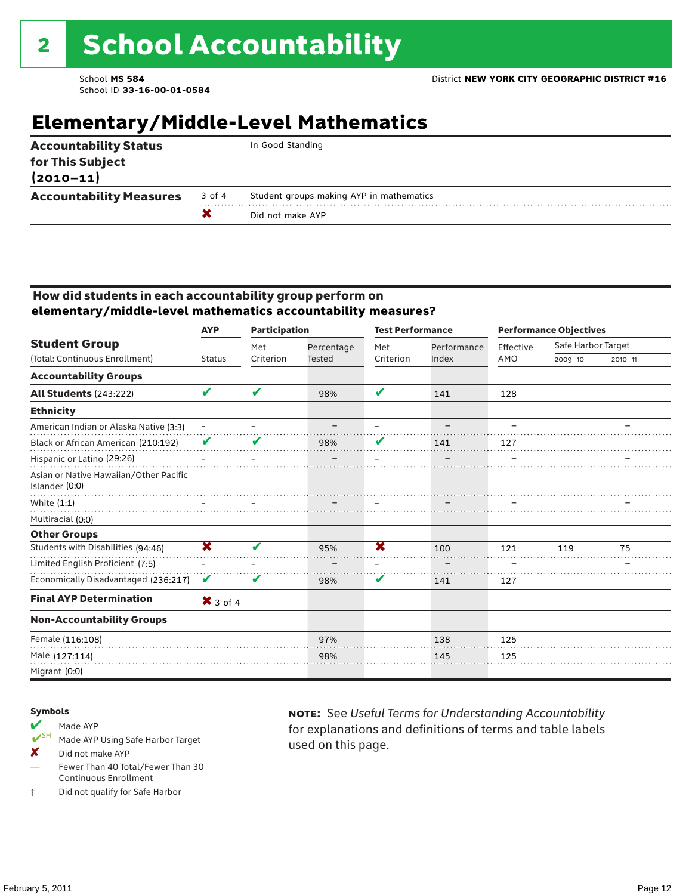# 2 School Accountability

School **MS 584**
School ID **33-16-00-01-0584**

District **NEW YORK CITY GEOGRAPHIC DISTRICT #16**

## Elementary/Middle-Level Mathematics

| | | |
|---|---|---|
| **Accountability Status for This Subject (2010–11)** | | In Good Standing |
| **Accountability Measures** | 3 of 4 | Student groups making AYP in mathematics |
| | ✘ | Did not make AYP |

### How did students in each accountability group perform on elementary/middle-level mathematics accountability measures?

| Student Group (Total: Continuous Enrollment) | AYP Status | Participation: Met Criterion | Participation: Percentage Tested | Test Performance: Met Criterion | Test Performance: Performance Index | Performance Objectives: Effective AMO | Safe Harbor Target 2009–10 | Safe Harbor Target 2010–11 |
|---|---|---|---|---|---|---|---|---|
| **Accountability Groups** | | | | | | | | |
| **All Students** (243:222) | ✔ | ✔ | 98% | ✔ | 141 | 128 | | |
| **Ethnicity** | | | | | | | | |
| American Indian or Alaska Native (3:3) | – | – | – | – | – | – | | – |
| Black or African American (210:192) | ✔ | ✔ | 98% | ✔ | 141 | 127 | | |
| Hispanic or Latino (29:26) | – | – | – | – | – | – | | – |
| Asian or Native Hawaiian/Other Pacific Islander (0:0) | | | | | | | | |
| White (1:1) | – | – | – | – | – | – | | – |
| Multiracial (0:0) | | | | | | | | |
| **Other Groups** | | | | | | | | |
| Students with Disabilities (94:46) | ✘ | ✔ | 95% | ✘ | 100 | 121 | 119 | 75 |
| Limited English Proficient (7:5) | – | – | – | – | – | – | | – |
| Economically Disadvantaged (236:217) | ✔ | ✔ | 98% | ✔ | 141 | 127 | | |
| **Final AYP Determination** | ✘ 3 of 4 | | | | | | | |
| **Non-Accountability Groups** | | | | | | | | |
| Female (116:108) | | | 97% | | 138 | 125 | | |
| Male (127:114) | | | 98% | | 145 | 125 | | |
| Migrant (0:0) | | | | | | | | |

**Symbols**

- ✔ Made AYP
- ✔SH Made AYP Using Safe Harbor Target
- ✘ Did not make AYP
- — Fewer Than 40 Total/Fewer Than 30 Continuous Enrollment
- ‡ Did not qualify for Safe Harbor

**NOTE:** See *Useful Terms for Understanding Accountability* for explanations and definitions of terms and table labels used on this page.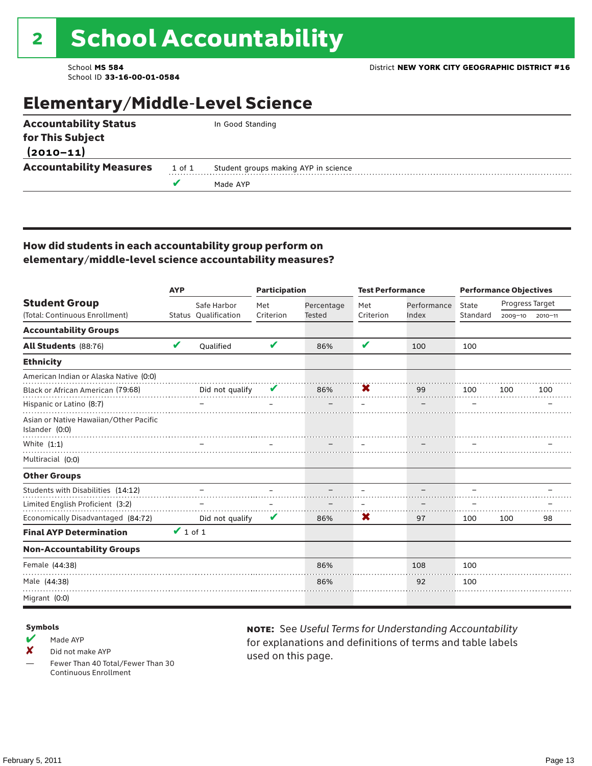## 2 School Accountability

School **MS 584**
School ID **33-16-00-01-0584**

District **NEW YORK CITY GEOGRAPHIC DISTRICT #16**

# Elementary/Middle-Level Science

| | | |
|---|---|---|
| **Accountability Status for This Subject (2010–11)** | | In Good Standing |
| **Accountability Measures** | 1 of 1 | Student groups making AYP in science |
| | ✔ | Made AYP |

### How did students in each accountability group perform on elementary/middle-level science accountability measures?

| Student Group | AYP | | Participation | | Test Performance | | Performance Objectives | | |
|---|---|---|---|---|---|---|---|---|---|
| (Total: Continuous Enrollment) | Status | Safe Harbor Qualification | Met Criterion | Percentage Tested | Met Criterion | Performance Index | State Standard | Progress Target 2009–10 | Progress Target 2010–11 |
| **Accountability Groups** | | | | | | | | | |
| **All Students** (88:76) | ✔ | Qualified | ✔ | 86% | ✔ | 100 | 100 | | |
| **Ethnicity** | | | | | | | | | |
| American Indian or Alaska Native (0:0) | | | | | | | | | |
| Black or African American (79:68) | | Did not qualify | ✔ | 86% | ✘ | 99 | 100 | 100 | 100 |
| Hispanic or Latino (8:7) | | – | – | – | – | – | – | | – |
| Asian or Native Hawaiian/Other Pacific Islander (0:0) | | | | | | | | | |
| White (1:1) | | – | – | – | – | – | – | | – |
| Multiracial (0:0) | | | | | | | | | |
| **Other Groups** | | | | | | | | | |
| Students with Disabilities (14:12) | | – | – | – | – | – | – | | – |
| Limited English Proficient (3:2) | | – | – | – | – | – | – | | – |
| Economically Disadvantaged (84:72) | | Did not qualify | ✔ | 86% | ✘ | 97 | 100 | 100 | 98 |
| **Final AYP Determination** | ✔ 1 of 1 | | | | | | | | |
| **Non-Accountability Groups** | | | | | | | | | |
| Female (44:38) | | | | 86% | | 108 | 100 | | |
| Male (44:38) | | | | 86% | | 92 | 100 | | |
| Migrant (0:0) | | | | | | | | | |

**Symbols**

- ✔ Made AYP
- ✘ Did not make AYP
- — Fewer Than 40 Total/Fewer Than 30 Continuous Enrollment

**NOTE:** See *Useful Terms for Understanding Accountability* for explanations and definitions of terms and table labels used on this page.

February 5, 2011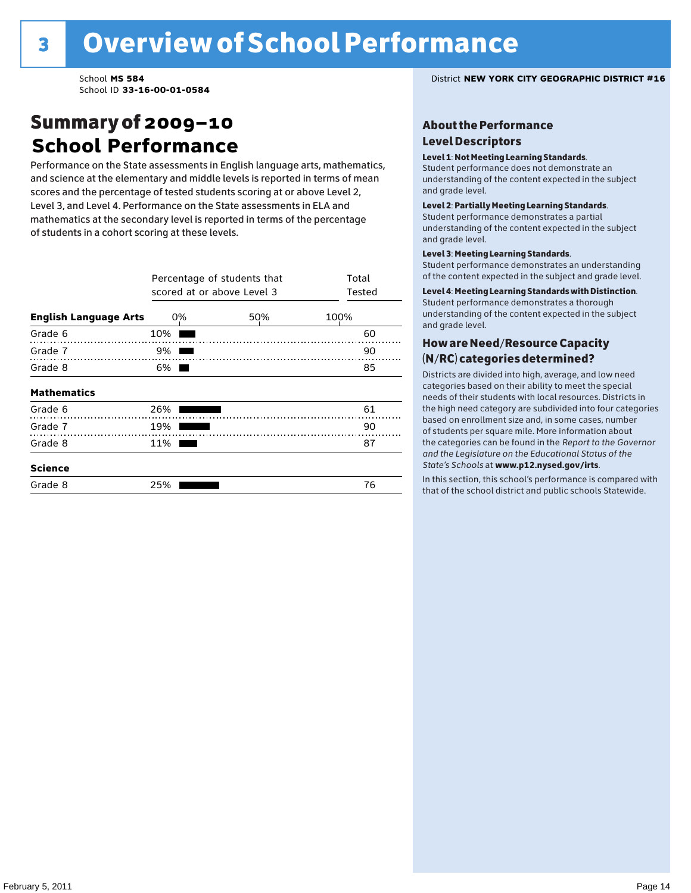# 3 Overview of School Performance

School **MS 584**
School ID **33-16-00-01-0584**

District **NEW YORK CITY GEOGRAPHIC DISTRICT #16**

## Summary of 2009–10 School Performance

Performance on the State assessments in English language arts, mathematics, and science at the elementary and middle levels is reported in terms of mean scores and the percentage of tested students scoring at or above Level 2, Level 3, and Level 4. Performance on the State assessments in ELA and mathematics at the secondary level is reported in terms of the percentage of students in a cohort scoring at these levels.

| | Percentage of students that scored at or above Level 3 | Total Tested |
|---|---|---|
| **English Language Arts** | | |
| Grade 6 | 10% | 60 |
| Grade 7 | 9% | 90 |
| Grade 8 | 6% | 85 |
| **Mathematics** | | |
| Grade 6 | 26% | 61 |
| Grade 7 | 19% | 90 |
| Grade 8 | 11% | 87 |
| **Science** | | |
| Grade 8 | 25% | 76 |

### About the Performance Level Descriptors

**Level 1**: **Not Meeting Learning Standards**. Student performance does not demonstrate an understanding of the content expected in the subject and grade level.

**Level 2**: **Partially Meeting Learning Standards**. Student performance demonstrates a partial understanding of the content expected in the subject and grade level.

**Level 3**: **Meeting Learning Standards**. Student performance demonstrates an understanding of the content expected in the subject and grade level.

**Level 4**: **Meeting Learning Standards with Distinction**. Student performance demonstrates a thorough understanding of the content expected in the subject and grade level.

### How are Need/Resource Capacity (N/RC) categories determined?

Districts are divided into high, average, and low need categories based on their ability to meet the special needs of their students with local resources. Districts in the high need category are subdivided into four categories based on enrollment size and, in some cases, number of students per square mile. More information about the categories can be found in the *Report to the Governor and the Legislature on the Educational Status of the State's Schools* at **www.p12.nysed.gov/irts**.

In this section, this school's performance is compared with that of the school district and public schools Statewide.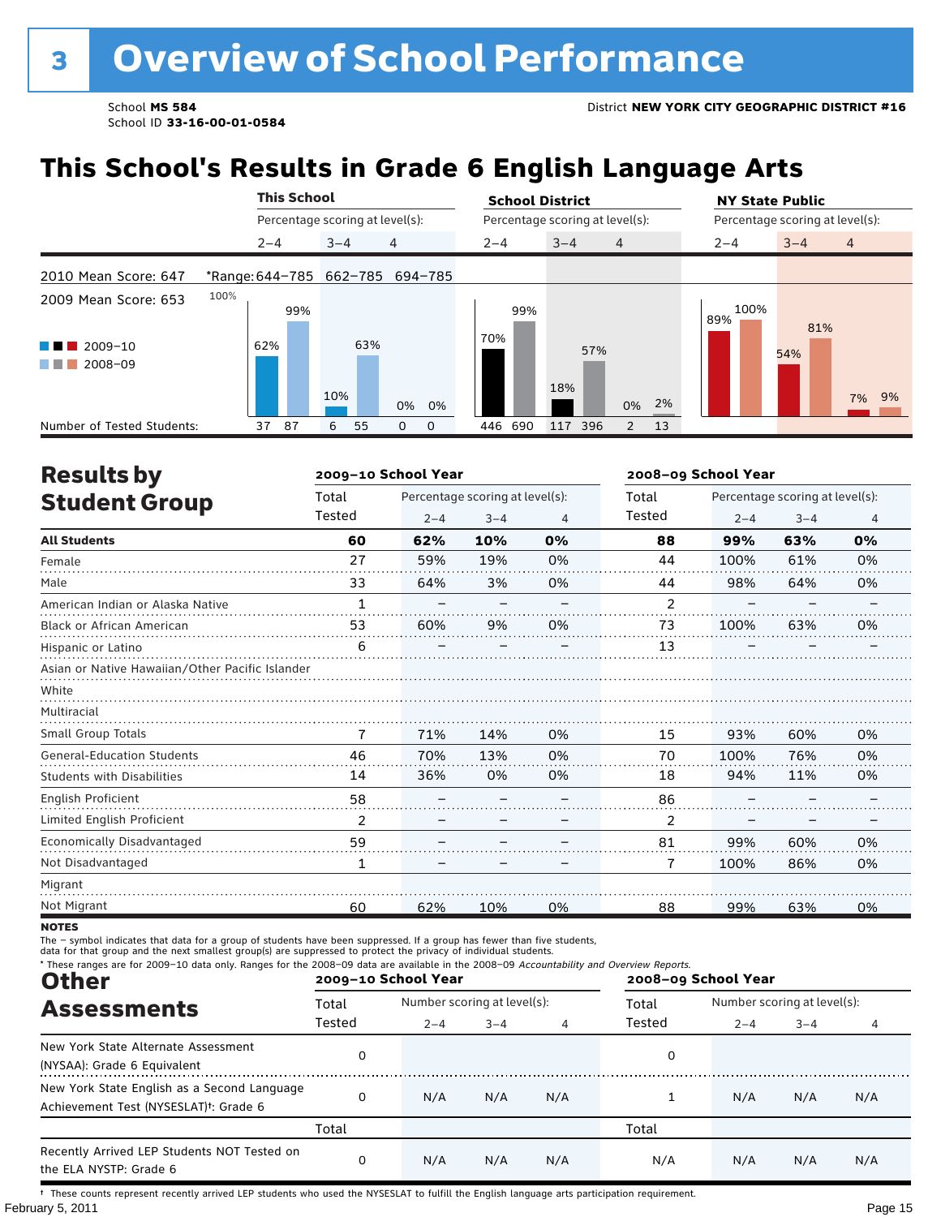# 3 Overview of School Performance

School **MS 584**
School ID **33-16-00-01-0584**

District **NEW YORK CITY GEOGRAPHIC DISTRICT #16**

## This School's Results in Grade 6 English Language Arts

2010 Mean Score: 647
2009 Mean Score: 653

| | This School | | | School District | | | NY State Public | | |
|---|---|---|---|---|---|---|---|---|---|
| Percentage scoring at level(s): | 2–4 | 3–4 | 4 | 2–4 | 3–4 | 4 | 2–4 | 3–4 | 4 |
| *Range: | 644–785 | 662–785 | 694–785 | | | | | | |
| 2009–10 | 62% | 10% | 0% | 70% | 18% | 0% | 89% | 54% | 7% |
| 2008–09 | 99% | 63% | 0% | 99% | 57% | 2% | 100% | 81% | 9% |
| Number of Tested Students: 2009–10 | 37 | 6 | 0 | 446 | 117 | 2 | | | |
| Number of Tested Students: 2008–09 | 87 | 55 | 0 | 690 | 396 | 13 | | | |

## Results by Student Group

| | 2009–10 School Year | | | | 2008–09 School Year | | | |
|---|---|---|---|---|---|---|---|---|
| | Total Tested | Percentage scoring at level(s): 2–4 | 3–4 | 4 | Total Tested | Percentage scoring at level(s): 2–4 | 3–4 | 4 |
| **All Students** | **60** | **62%** | **10%** | **0%** | **88** | **99%** | **63%** | **0%** |
| Female | 27 | 59% | 19% | 0% | 44 | 100% | 61% | 0% |
| Male | 33 | 64% | 3% | 0% | 44 | 98% | 64% | 0% |
| American Indian or Alaska Native | 1 | – | – | – | 2 | – | – | – |
| Black or African American | 53 | 60% | 9% | 0% | 73 | 100% | 63% | 0% |
| Hispanic or Latino | 6 | – | – | – | 13 | – | – | – |
| Asian or Native Hawaiian/Other Pacific Islander | | | | | | | | |
| White | | | | | | | | |
| Multiracial | | | | | | | | |
| Small Group Totals | 7 | 71% | 14% | 0% | 15 | 93% | 60% | 0% |
| General-Education Students | 46 | 70% | 13% | 0% | 70 | 100% | 76% | 0% |
| Students with Disabilities | 14 | 36% | 0% | 0% | 18 | 94% | 11% | 0% |
| English Proficient | 58 | – | – | – | 86 | – | – | – |
| Limited English Proficient | 2 | – | – | – | 2 | – | – | – |
| Economically Disadvantaged | 59 | – | – | – | 81 | 99% | 60% | 0% |
| Not Disadvantaged | 1 | – | – | – | 7 | 100% | 86% | 0% |
| Migrant | | | | | | | | |
| Not Migrant | 60 | 62% | 10% | 0% | 88 | 99% | 63% | 0% |

**NOTES**

The – symbol indicates that data for a group of students have been suppressed. If a group has fewer than five students, data for that group and the next smallest group(s) are suppressed to protect the privacy of individual students.

\* These ranges are for 2009–10 data only. Ranges for the 2008–09 data are available in the 2008–09 *Accountability and Overview Reports.*

## Other Assessments

| | 2009–10 School Year | | | | 2008–09 School Year | | | |
|---|---|---|---|---|---|---|---|---|
| | Total Tested | Number scoring at level(s): 2–4 | 3–4 | 4 | Total Tested | Number scoring at level(s): 2–4 | 3–4 | 4 |
| New York State Alternate Assessment (NYSAA): Grade 6 Equivalent | 0 | | | | 0 | | | |
| New York State English as a Second Language Achievement Test (NYSESLAT)†: Grade 6 | 0 | N/A | N/A | N/A | 1 | N/A | N/A | N/A |
| | Total | | | | Total | | | |
| Recently Arrived LEP Students NOT Tested on the ELA NYSTP: Grade 6 | 0 | N/A | N/A | N/A | N/A | N/A | N/A | N/A |

† These counts represent recently arrived LEP students who used the NYSESLAT to fulfill the English language arts participation requirement.

February 5, 2011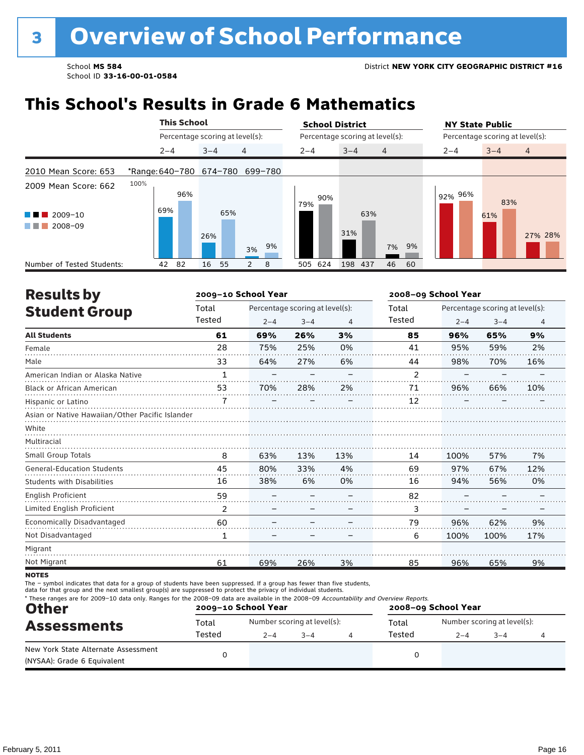# 3 Overview of School Performance

School **MS 584**
School ID **33-16-00-01-0584**

District **NEW YORK CITY GEOGRAPHIC DISTRICT #16**

## This School's Results in Grade 6 Mathematics

| | This School | | | School District | | | NY State Public | | |
|---|---|---|---|---|---|---|---|---|---|
| | Percentage scoring at level(s): | | | Percentage scoring at level(s): | | | Percentage scoring at level(s): | | |
| | 2–4 | 3–4 | 4 | 2–4 | 3–4 | 4 | 2–4 | 3–4 | 4 |
| 2010 Mean Score: 653 / *Range: | 640–780 | 674–780 | 699–780 | | | | | | |
| 2009 Mean Score: 662 | | | | | | | | | |
| 2009–10 | 69% | 26% | 3% | 79% | 31% | 7% | 92% | 61% | 27% |
| 2008–09 | 96% | 65% | 9% | 90% | 63% | 9% | 96% | 83% | 28% |
| Number of Tested Students: 2009–10 | 42 | 16 | 2 | 505 | 198 | 46 | | | |
| Number of Tested Students: 2008–09 | 82 | 55 | 8 | 624 | 437 | 60 | | | |

## Results by Student Group

| | 2009–10 School Year | | | | 2008–09 School Year | | | |
|---|---|---|---|---|---|---|---|---|
| | Total Tested | Percentage scoring at level(s): 2–4 | 3–4 | 4 | Total Tested | Percentage scoring at level(s): 2–4 | 3–4 | 4 |
| **All Students** | **61** | **69%** | **26%** | **3%** | **85** | **96%** | **65%** | **9%** |
| Female | 28 | 75% | 25% | 0% | 41 | 95% | 59% | 2% |
| Male | 33 | 64% | 27% | 6% | 44 | 98% | 70% | 16% |
| American Indian or Alaska Native | 1 | – | – | – | 2 | – | – | – |
| Black or African American | 53 | 70% | 28% | 2% | 71 | 96% | 66% | 10% |
| Hispanic or Latino | 7 | – | – | – | 12 | – | – | – |
| Asian or Native Hawaiian/Other Pacific Islander | | | | | | | | |
| White | | | | | | | | |
| Multiracial | | | | | | | | |
| Small Group Totals | 8 | 63% | 13% | 13% | 14 | 100% | 57% | 7% |
| General-Education Students | 45 | 80% | 33% | 4% | 69 | 97% | 67% | 12% |
| Students with Disabilities | 16 | 38% | 6% | 0% | 16 | 94% | 56% | 0% |
| English Proficient | 59 | – | – | – | 82 | – | – | – |
| Limited English Proficient | 2 | – | – | – | 3 | – | – | – |
| Economically Disadvantaged | 60 | – | – | – | 79 | 96% | 62% | 9% |
| Not Disadvantaged | 1 | – | – | – | 6 | 100% | 100% | 17% |
| Migrant | | | | | | | | |
| Not Migrant | 61 | 69% | 26% | 3% | 85 | 96% | 65% | 9% |

**NOTES**

The – symbol indicates that data for a group of students have been suppressed. If a group has fewer than five students, data for that group and the next smallest group(s) are suppressed to protect the privacy of individual students.

* These ranges are for 2009–10 data only. Ranges for the 2008–09 data are available in the 2008–09 *Accountability and Overview Reports.*

## Other Assessments

| | 2009–10 School Year | | | | 2008–09 School Year | | | |
|---|---|---|---|---|---|---|---|---|
| | Total Tested | Number scoring at level(s): 2–4 | 3–4 | 4 | Total Tested | Number scoring at level(s): 2–4 | 3–4 | 4 |
| New York State Alternate Assessment (NYSAA): Grade 6 Equivalent | 0 | | | | 0 | | | |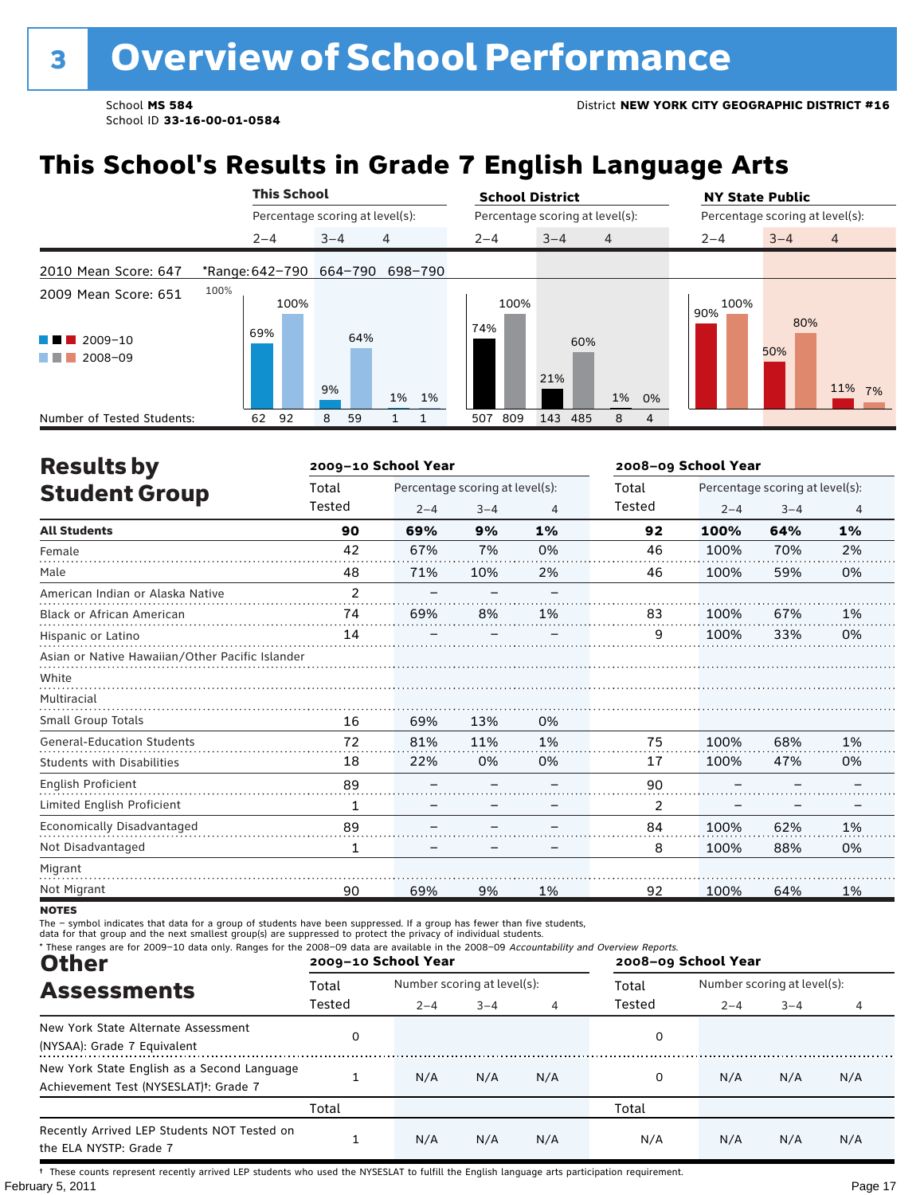# 3 Overview of School Performance

School **MS 584**
School ID **33-16-00-01-0584**

District **NEW YORK CITY GEOGRAPHIC DISTRICT #16**

## This School's Results in Grade 7 English Language Arts

| | This School 2–4 | This School 3–4 | This School 4 | School District 2–4 | School District 3–4 | School District 4 | NY State Public 2–4 | NY State Public 3–4 | NY State Public 4 |
|---|---|---|---|---|---|---|---|---|---|
| 2010 Mean Score: 647 | *Range: 642–790 | 664–790 | 698–790 | | | | | | |
| 2009 Mean Score: 651 | | | | | | | | | |
| 2009–10 | 69% | 9% | 1% | 74% | 21% | 1% | 90% | 50% | 11% |
| 2008–09 | 100% | 64% | 1% | 100% | 60% | 0% | 100% | 80% | 7% |
| Number of Tested Students (2009–10) | 62 | 8 | 1 | 507 | 143 | 8 | | | |
| Number of Tested Students (2008–09) | 92 | 59 | 1 | 809 | 485 | 4 | | | |

Percentage scoring at level(s).

## Results by Student Group

| | 2009–10 Total Tested | 2009–10 2–4 | 2009–10 3–4 | 2009–10 4 | 2008–09 Total Tested | 2008–09 2–4 | 2008–09 3–4 | 2008–09 4 |
|---|---|---|---|---|---|---|---|---|
| **All Students** | **90** | **69%** | **9%** | **1%** | **92** | **100%** | **64%** | **1%** |
| Female | 42 | 67% | 7% | 0% | 46 | 100% | 70% | 2% |
| Male | 48 | 71% | 10% | 2% | 46 | 100% | 59% | 0% |
| American Indian or Alaska Native | 2 | – | – | – | | | | |
| Black or African American | 74 | 69% | 8% | 1% | 83 | 100% | 67% | 1% |
| Hispanic or Latino | 14 | – | – | – | 9 | 100% | 33% | 0% |
| Asian or Native Hawaiian/Other Pacific Islander | | | | | | | | |
| White | | | | | | | | |
| Multiracial | | | | | | | | |
| Small Group Totals | 16 | 69% | 13% | 0% | | | | |
| General-Education Students | 72 | 81% | 11% | 1% | 75 | 100% | 68% | 1% |
| Students with Disabilities | 18 | 22% | 0% | 0% | 17 | 100% | 47% | 0% |
| English Proficient | 89 | – | – | – | 90 | – | – | – |
| Limited English Proficient | 1 | – | – | – | 2 | – | – | – |
| Economically Disadvantaged | 89 | – | – | – | 84 | 100% | 62% | 1% |
| Not Disadvantaged | 1 | – | – | – | 8 | 100% | 88% | 0% |
| Migrant | | | | | | | | |
| Not Migrant | 90 | 69% | 9% | 1% | 92 | 100% | 64% | 1% |

**NOTES**

The – symbol indicates that data for a group of students have been suppressed. If a group has fewer than five students, data for that group and the next smallest group(s) are suppressed to protect the privacy of individual students.

\* These ranges are for 2009–10 data only. Ranges for the 2008–09 data are available in the 2008–09 *Accountability and Overview Reports.*

## Other Assessments

| | 2009–10 Total Tested | 2009–10 2–4 | 2009–10 3–4 | 2009–10 4 | 2008–09 Total Tested | 2008–09 2–4 | 2008–09 3–4 | 2008–09 4 |
|---|---|---|---|---|---|---|---|---|
| New York State Alternate Assessment (NYSAA): Grade 7 Equivalent | 0 | | | | 0 | | | |
| New York State English as a Second Language Achievement Test (NYSESLAT)†: Grade 7 | 1 | N/A | N/A | N/A | 0 | N/A | N/A | N/A |
| | Total | | | | Total | | | |
| Recently Arrived LEP Students NOT Tested on the ELA NYSTP: Grade 7 | 1 | N/A | N/A | N/A | N/A | N/A | N/A | N/A |

Number scoring at level(s).

† These counts represent recently arrived LEP students who used the NYSESLAT to fulfill the English language arts participation requirement.

February 5, 2011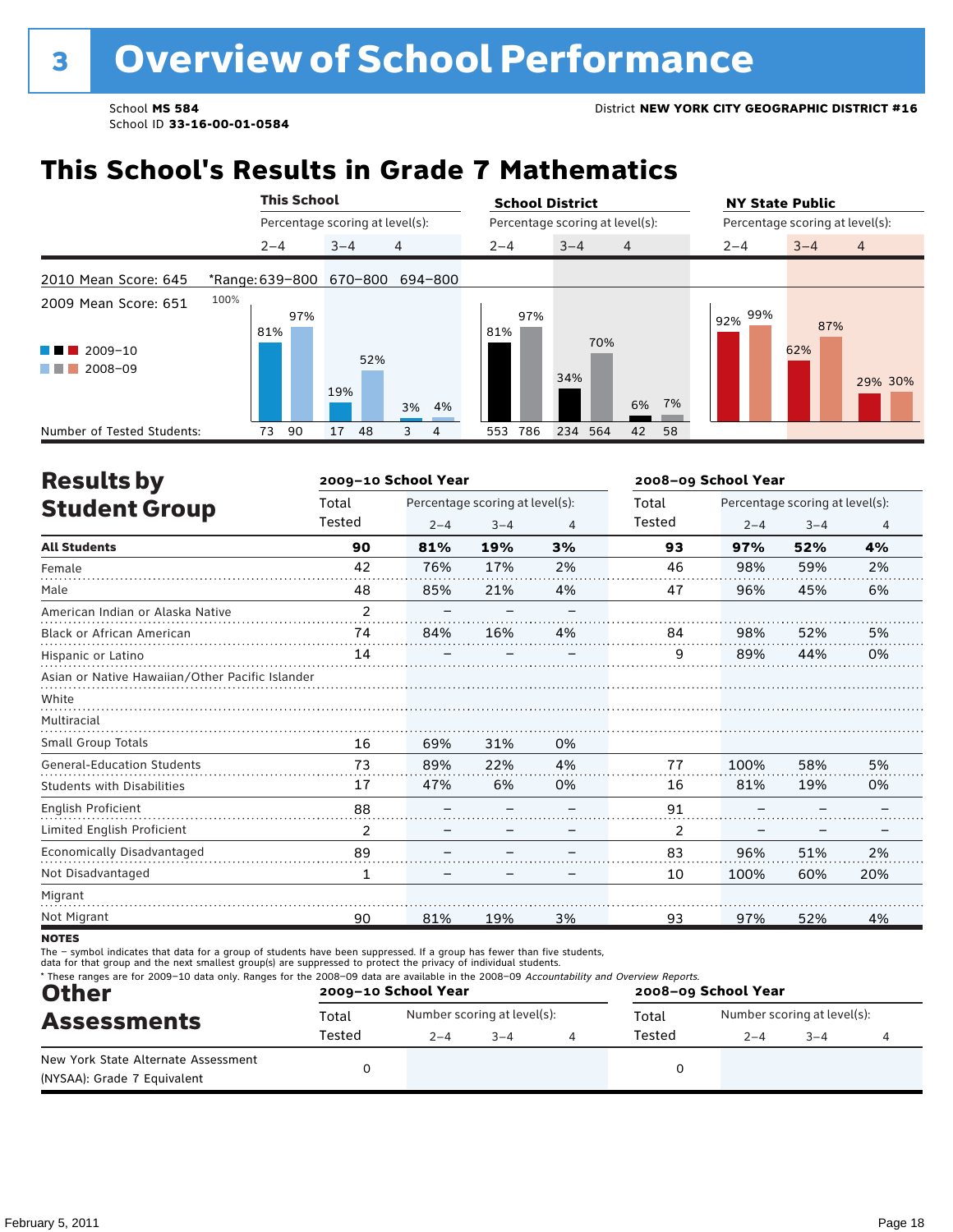# 3 Overview of School Performance

School **MS 584**
School ID **33-16-00-01-0584**

District **NEW YORK CITY GEOGRAPHIC DISTRICT #16**

## This School's Results in Grade 7 Mathematics

| | This School 2–4 | This School 3–4 | This School 4 | School District 2–4 | School District 3–4 | School District 4 | NY State Public 2–4 | NY State Public 3–4 | NY State Public 4 |
|---|---|---|---|---|---|---|---|---|---|
| 2010 Mean Score: 645 | *Range: 639–800 | 670–800 | 694–800 | | | | | | |
| 2009 Mean Score: 651 | | | | | | | | | |
| 2009–10 | 81% | 19% | 3% | 81% | 34% | 6% | 92% | 62% | 29% |
| 2008–09 | 97% | 52% | 4% | 97% | 70% | 7% | 99% | 87% | 30% |
| Number of Tested Students (2009–10) | 73 | 17 | 3 | 553 | 234 | 42 | | | |
| Number of Tested Students (2008–09) | 90 | 48 | 4 | 786 | 564 | 58 | | | |

## Results by Student Group

| | 2009–10 Total Tested | 2009–10 2–4 | 2009–10 3–4 | 2009–10 4 | 2008–09 Total Tested | 2008–09 2–4 | 2008–09 3–4 | 2008–09 4 |
|---|---|---|---|---|---|---|---|---|
| **All Students** | **90** | **81%** | **19%** | **3%** | **93** | **97%** | **52%** | **4%** |
| Female | 42 | 76% | 17% | 2% | 46 | 98% | 59% | 2% |
| Male | 48 | 85% | 21% | 4% | 47 | 96% | 45% | 6% |
| American Indian or Alaska Native | 2 | – | – | – | | | | |
| Black or African American | 74 | 84% | 16% | 4% | 84 | 98% | 52% | 5% |
| Hispanic or Latino | 14 | – | – | – | 9 | 89% | 44% | 0% |
| Asian or Native Hawaiian/Other Pacific Islander | | | | | | | | |
| White | | | | | | | | |
| Multiracial | | | | | | | | |
| Small Group Totals | 16 | 69% | 31% | 0% | | | | |
| General-Education Students | 73 | 89% | 22% | 4% | 77 | 100% | 58% | 5% |
| Students with Disabilities | 17 | 47% | 6% | 0% | 16 | 81% | 19% | 0% |
| English Proficient | 88 | – | – | – | 91 | – | – | – |
| Limited English Proficient | 2 | – | – | – | 2 | – | – | – |
| Economically Disadvantaged | 89 | – | – | – | 83 | 96% | 51% | 2% |
| Not Disadvantaged | 1 | – | – | – | 10 | 100% | 60% | 20% |
| Migrant | | | | | | | | |
| Not Migrant | 90 | 81% | 19% | 3% | 93 | 97% | 52% | 4% |

**NOTES**

The – symbol indicates that data for a group of students have been suppressed. If a group has fewer than five students, data for that group and the next smallest group(s) are suppressed to protect the privacy of individual students.

\* These ranges are for 2009–10 data only. Ranges for the 2008–09 data are available in the 2008–09 *Accountability and Overview Reports.*

## Other Assessments

| | 2009–10 Total Tested | 2009–10 2–4 | 2009–10 3–4 | 2009–10 4 | 2008–09 Total Tested | 2008–09 2–4 | 2008–09 3–4 | 2008–09 4 |
|---|---|---|---|---|---|---|---|---|
| New York State Alternate Assessment (NYSAA): Grade 7 Equivalent | 0 | | | | 0 | | | |

February 5, 2011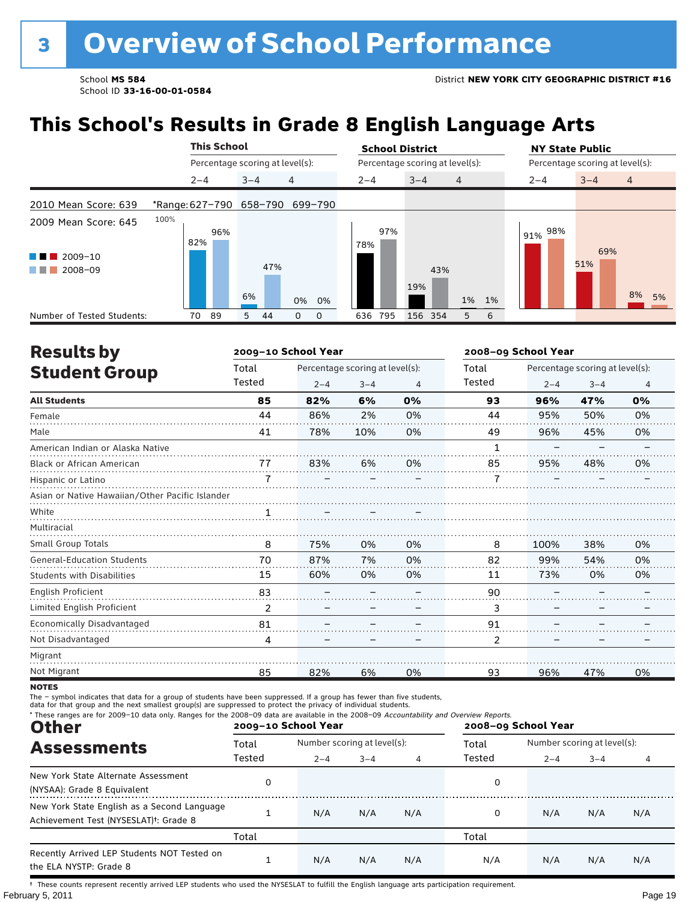# 3 Overview of School Performance

School **MS 584**
School ID **33-16-00-01-0584**

District **NEW YORK CITY GEOGRAPHIC DISTRICT #16**

## This School's Results in Grade 8 English Language Arts

| | This School | | | School District | | | NY State Public | | |
|---|---|---|---|---|---|---|---|---|---|
| | Percentage scoring at level(s): | | | Percentage scoring at level(s): | | | Percentage scoring at level(s): | | |
| | 2–4 | 3–4 | 4 | 2–4 | 3–4 | 4 | 2–4 | 3–4 | 4 |
| 2010 Mean Score: 639 — *Range: | 627–790 | 658–790 | 699–790 | | | | | | |
| 2009 Mean Score: 645 | | | | | | | | | |
| 2009–10 | 82% | 6% | 0% | 78% | 19% | 1% | 91% | 51% | 8% |
| 2008–09 | 96% | 47% | 0% | 97% | 43% | 1% | 98% | 69% | 5% |
| Number of Tested Students: 2009–10 | 70 | 5 | 0 | 636 | 156 | 5 | | | |
| Number of Tested Students: 2008–09 | 89 | 44 | 0 | 795 | 354 | 6 | | | |

## Results by Student Group

| | 2009–10 School Year | | | | 2008–09 School Year | | | |
|---|---|---|---|---|---|---|---|---|
| | Total Tested | Percentage scoring at level(s): 2–4 | 3–4 | 4 | Total Tested | Percentage scoring at level(s): 2–4 | 3–4 | 4 |
| **All Students** | **85** | **82%** | **6%** | **0%** | **93** | **96%** | **47%** | **0%** |
| Female | 44 | 86% | 2% | 0% | 44 | 95% | 50% | 0% |
| Male | 41 | 78% | 10% | 0% | 49 | 96% | 45% | 0% |
| American Indian or Alaska Native | | | | | 1 | – | – | – |
| Black or African American | 77 | 83% | 6% | 0% | 85 | 95% | 48% | 0% |
| Hispanic or Latino | 7 | – | – | – | 7 | – | – | – |
| Asian or Native Hawaiian/Other Pacific Islander | | | | | | | | |
| White | 1 | – | – | – | | | | |
| Multiracial | | | | | | | | |
| Small Group Totals | 8 | 75% | 0% | 0% | 8 | 100% | 38% | 0% |
| General-Education Students | 70 | 87% | 7% | 0% | 82 | 99% | 54% | 0% |
| Students with Disabilities | 15 | 60% | 0% | 0% | 11 | 73% | 0% | 0% |
| English Proficient | 83 | – | – | – | 90 | – | – | – |
| Limited English Proficient | 2 | – | – | – | 3 | – | – | – |
| Economically Disadvantaged | 81 | – | – | – | 91 | – | – | – |
| Not Disadvantaged | 4 | – | – | – | 2 | – | – | – |
| Migrant | | | | | | | | |
| Not Migrant | 85 | 82% | 6% | 0% | 93 | 96% | 47% | 0% |

**NOTES**

The – symbol indicates that data for a group of students have been suppressed. If a group has fewer than five students, data for that group and the next smallest group(s) are suppressed to protect the privacy of individual students.

* These ranges are for 2009–10 data only. Ranges for the 2008–09 data are available in the 2008–09 *Accountability and Overview Reports.*

## Other Assessments

| | 2009–10 School Year | | | | 2008–09 School Year | | | |
|---|---|---|---|---|---|---|---|---|
| | Total Tested | Number scoring at level(s): 2–4 | 3–4 | 4 | Total Tested | Number scoring at level(s): 2–4 | 3–4 | 4 |
| New York State Alternate Assessment (NYSAA): Grade 8 Equivalent | 0 | | | | 0 | | | |
| New York State English as a Second Language Achievement Test (NYSESLAT)†: Grade 8 | 1 | N/A | N/A | N/A | 0 | N/A | N/A | N/A |
| | Total | | | | Total | | | |
| Recently Arrived LEP Students NOT Tested on the ELA NYSTP: Grade 8 | 1 | N/A | N/A | N/A | N/A | N/A | N/A | N/A |

† These counts represent recently arrived LEP students who used the NYSESLAT to fulfill the English language arts participation requirement.

February 5, 2011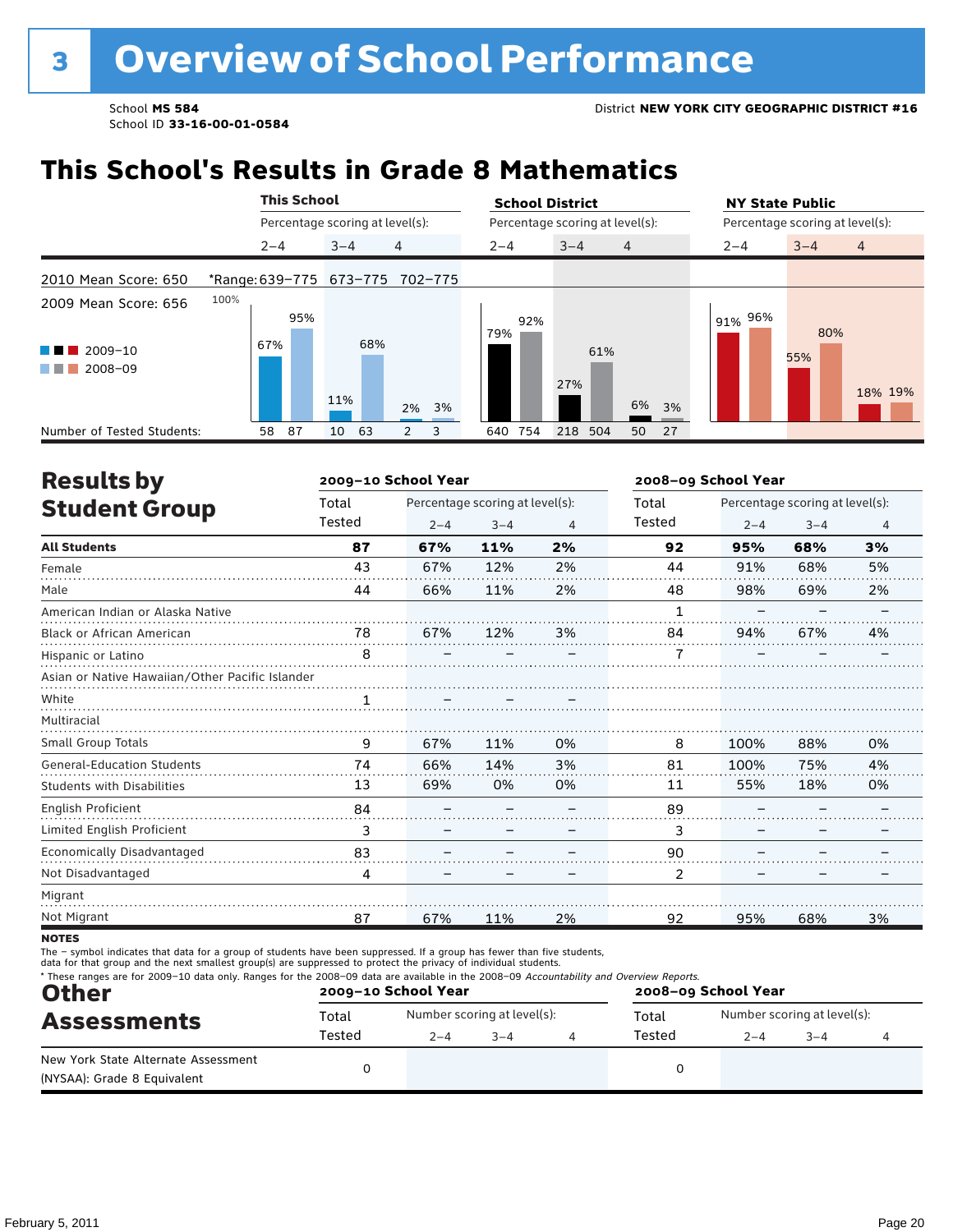# 3 Overview of School Performance

School **MS 584**
School ID **33-16-00-01-0584**

District **NEW YORK CITY GEOGRAPHIC DISTRICT #16**

## This School's Results in Grade 8 Mathematics

| | This School 2–4 | This School 3–4 | This School 4 | School District 2–4 | School District 3–4 | School District 4 | NY State Public 2–4 | NY State Public 3–4 | NY State Public 4 |
|---|---|---|---|---|---|---|---|---|---|
| *Range (2010) | 639–775 | 673–775 | 702–775 | | | | | | |
| 2009–10 | 67% | 11% | 2% | 79% | 27% | 6% | 91% | 55% | 18% |
| 2008–09 | 95% | 68% | 3% | 92% | 61% | 3% | 96% | 80% | 19% |
| Number of Tested Students (2009–10) | 58 | 10 | 2 | 640 | 218 | 50 | | | |
| Number of Tested Students (2008–09) | 87 | 63 | 3 | 754 | 504 | 27 | | | |

2010 Mean Score: 650
2009 Mean Score: 656

## Results by Student Group

| | 2009–10 School Year | | | | 2008–09 School Year | | | |
|---|---|---|---|---|---|---|---|---|
| | Total Tested | Percentage scoring at level(s): 2–4 | 3–4 | 4 | Total Tested | Percentage scoring at level(s): 2–4 | 3–4 | 4 |
| **All Students** | **87** | **67%** | **11%** | **2%** | **92** | **95%** | **68%** | **3%** |
| Female | 43 | 67% | 12% | 2% | 44 | 91% | 68% | 5% |
| Male | 44 | 66% | 11% | 2% | 48 | 98% | 69% | 2% |
| American Indian or Alaska Native | | | | | 1 | – | – | – |
| Black or African American | 78 | 67% | 12% | 3% | 84 | 94% | 67% | 4% |
| Hispanic or Latino | 8 | – | – | – | 7 | – | – | – |
| Asian or Native Hawaiian/Other Pacific Islander | | | | | | | | |
| White | 1 | – | – | – | | | | |
| Multiracial | | | | | | | | |
| Small Group Totals | 9 | 67% | 11% | 0% | 8 | 100% | 88% | 0% |
| General-Education Students | 74 | 66% | 14% | 3% | 81 | 100% | 75% | 4% |
| Students with Disabilities | 13 | 69% | 0% | 0% | 11 | 55% | 18% | 0% |
| English Proficient | 84 | – | – | – | 89 | – | – | – |
| Limited English Proficient | 3 | – | – | – | 3 | – | – | – |
| Economically Disadvantaged | 83 | – | – | – | 90 | – | – | – |
| Not Disadvantaged | 4 | – | – | – | 2 | – | – | – |
| Migrant | | | | | | | | |
| Not Migrant | 87 | 67% | 11% | 2% | 92 | 95% | 68% | 3% |

**NOTES**

The – symbol indicates that data for a group of students have been suppressed. If a group has fewer than five students, data for that group and the next smallest group(s) are suppressed to protect the privacy of individual students.

* These ranges are for 2009–10 data only. Ranges for the 2008–09 data are available in the 2008–09 *Accountability and Overview Reports*.

## Other Assessments

| | 2009–10 School Year | | | | 2008–09 School Year | | | |
|---|---|---|---|---|---|---|---|---|
| | Total Tested | Number scoring at level(s): 2–4 | 3–4 | 4 | Total Tested | Number scoring at level(s): 2–4 | 3–4 | 4 |
| New York State Alternate Assessment (NYSAA): Grade 8 Equivalent | 0 | | | | 0 | | | |

February 5, 2011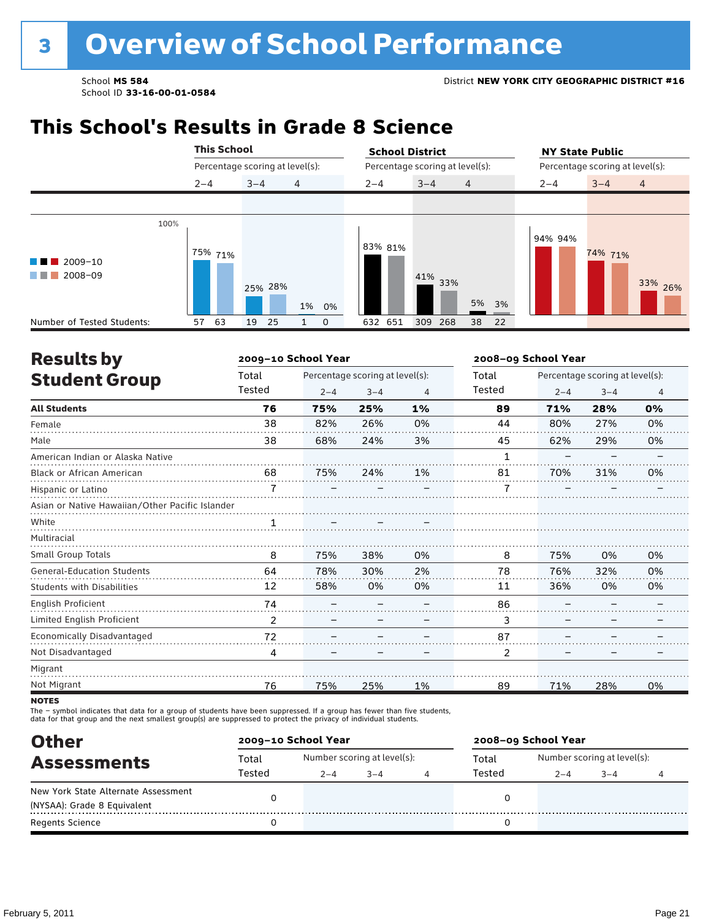# 3 Overview of School Performance

School **MS 584**
School ID **33-16-00-01-0584**

District **NEW YORK CITY GEOGRAPHIC DISTRICT #16**

## This School's Results in Grade 8 Science

**This School** — Percentage scoring at level(s): 2–4, 3–4, 4

**School District** — Percentage scoring at level(s): 2–4, 3–4, 4

**NY State Public** — Percentage scoring at level(s): 2–4, 3–4, 4

100%

2009–10
2008–09

This School: 75% 71% | 25% 28% | 1% 0%

School District: 83% 81% | 41% 33% | 5% 3%

NY State Public: 94% 94% | 74% 71% | 33% 26%

Number of Tested Students: 57 63 | 19 25 | 1 0 | 632 651 | 309 268 | 38 22

## Results by Student Group

| | 2009–10 School Year | | | | 2008–09 School Year | | | |
|---|---|---|---|---|---|---|---|---|
| | Total Tested | Percentage scoring at level(s): 2–4 | 3–4 | 4 | Total Tested | Percentage scoring at level(s): 2–4 | 3–4 | 4 |
| **All Students** | **76** | **75%** | **25%** | **1%** | **89** | **71%** | **28%** | **0%** |
| Female | 38 | 82% | 26% | 0% | 44 | 80% | 27% | 0% |
| Male | 38 | 68% | 24% | 3% | 45 | 62% | 29% | 0% |
| American Indian or Alaska Native | | | | | 1 | – | – | – |
| Black or African American | 68 | 75% | 24% | 1% | 81 | 70% | 31% | 0% |
| Hispanic or Latino | 7 | – | – | – | 7 | – | – | – |
| Asian or Native Hawaiian/Other Pacific Islander | | | | | | | | |
| White | 1 | – | – | – | | | | |
| Multiracial | | | | | | | | |
| Small Group Totals | 8 | 75% | 38% | 0% | 8 | 75% | 0% | 0% |
| General-Education Students | 64 | 78% | 30% | 2% | 78 | 76% | 32% | 0% |
| Students with Disabilities | 12 | 58% | 0% | 0% | 11 | 36% | 0% | 0% |
| English Proficient | 74 | – | – | – | 86 | – | – | – |
| Limited English Proficient | 2 | – | – | – | 3 | – | – | – |
| Economically Disadvantaged | 72 | – | – | – | 87 | – | – | – |
| Not Disadvantaged | 4 | – | – | – | 2 | – | – | – |
| Migrant | | | | | | | | |
| Not Migrant | 76 | 75% | 25% | 1% | 89 | 71% | 28% | 0% |

**NOTES**
The – symbol indicates that data for a group of students have been suppressed. If a group has fewer than five students, data for that group and the next smallest group(s) are suppressed to protect the privacy of individual students.

## Other Assessments

| | 2009–10 School Year | | | | 2008–09 School Year | | | |
|---|---|---|---|---|---|---|---|---|
| | Total Tested | Number scoring at level(s): 2–4 | 3–4 | 4 | Total Tested | Number scoring at level(s): 2–4 | 3–4 | 4 |
| New York State Alternate Assessment (NYSAA): Grade 8 Equivalent | 0 | | | | 0 | | | |
| Regents Science | 0 | | | | 0 | | | |

February 5, 2011